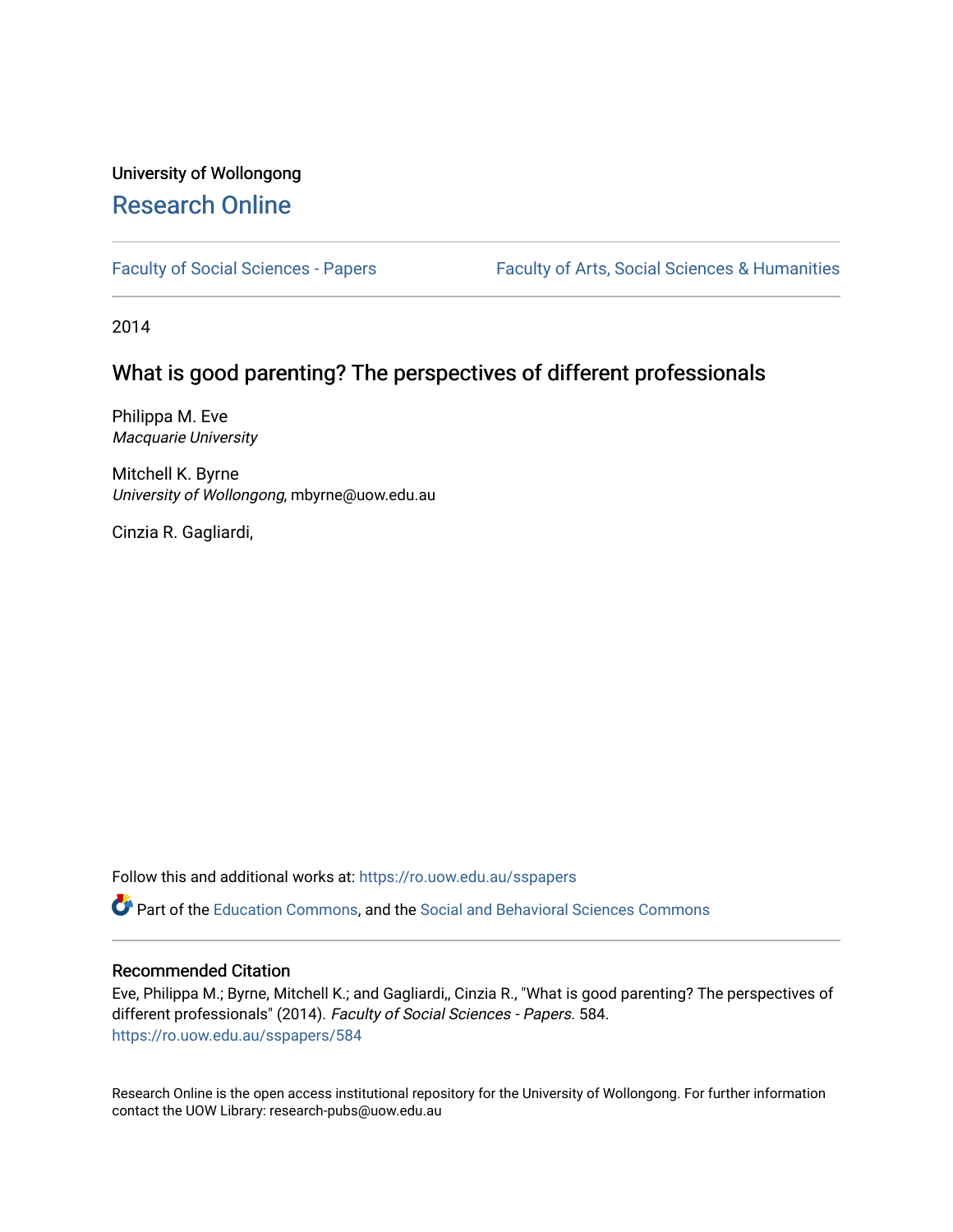University of Wollongong

# Research Online

Faculty of Social Sciences - Papers | Faculty of Arts, Social Sciences & Humanities

2014

## What is good parenting? The perspectives of different professionals

Philippa M. Eve
*Macquarie University*

Mitchell K. Byrne
*University of Wollongong*, mbyrne@uow.edu.au

Cinzia R. Gagliardi,

Follow this and additional works at: https://ro.uow.edu.au/sspapers

Part of the Education Commons, and the Social and Behavioral Sciences Commons

### Recommended Citation

Eve, Philippa M.; Byrne, Mitchell K.; and Gagliardi,, Cinzia R., "What is good parenting? The perspectives of different professionals" (2014). *Faculty of Social Sciences - Papers*. 584.
https://ro.uow.edu.au/sspapers/584

Research Online is the open access institutional repository for the University of Wollongong. For further information contact the UOW Library: research-pubs@uow.edu.au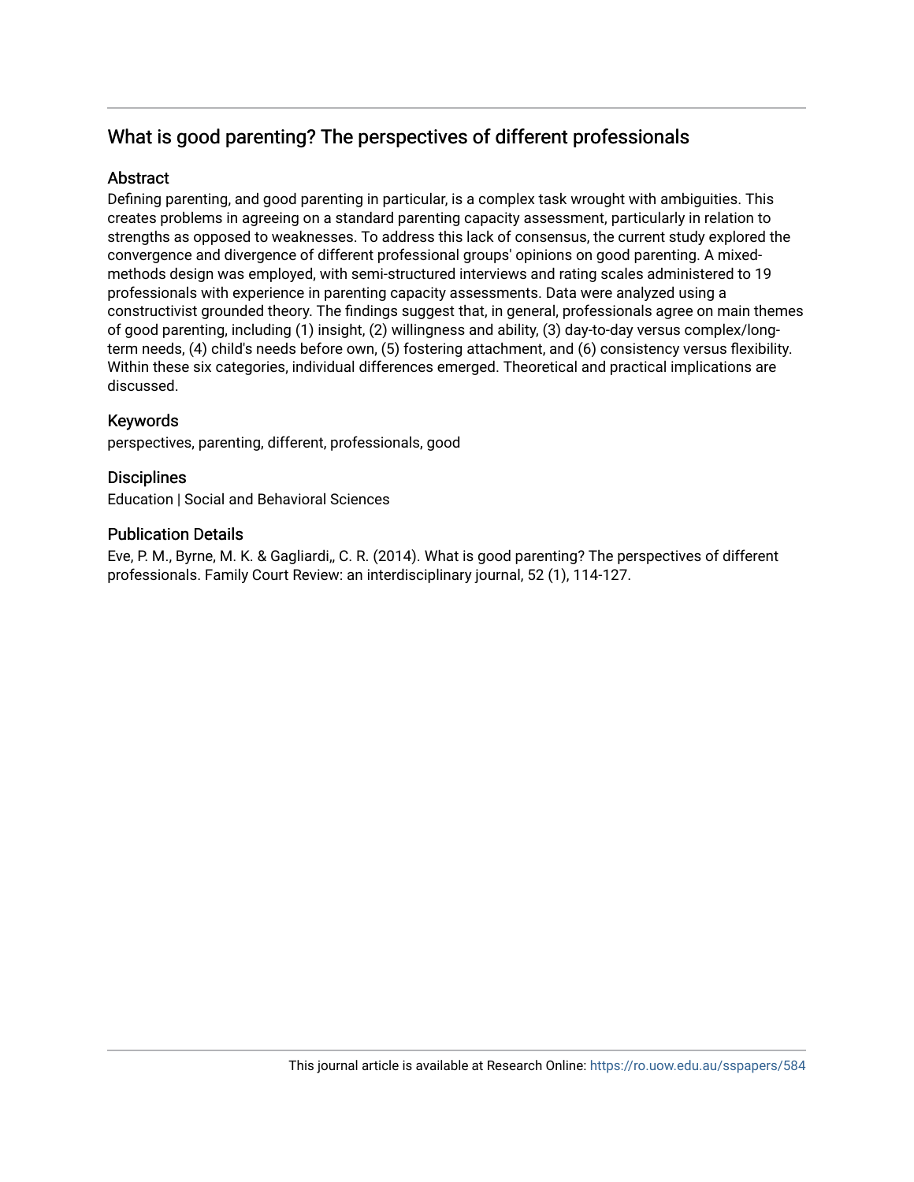# What is good parenting? The perspectives of different professionals

## Abstract

Defining parenting, and good parenting in particular, is a complex task wrought with ambiguities. This creates problems in agreeing on a standard parenting capacity assessment, particularly in relation to strengths as opposed to weaknesses. To address this lack of consensus, the current study explored the convergence and divergence of different professional groups' opinions on good parenting. A mixed-methods design was employed, with semi-structured interviews and rating scales administered to 19 professionals with experience in parenting capacity assessments. Data were analyzed using a constructivist grounded theory. The findings suggest that, in general, professionals agree on main themes of good parenting, including (1) insight, (2) willingness and ability, (3) day-to-day versus complex/long-term needs, (4) child's needs before own, (5) fostering attachment, and (6) consistency versus flexibility. Within these six categories, individual differences emerged. Theoretical and practical implications are discussed.

## Keywords

perspectives, parenting, different, professionals, good

## Disciplines

Education | Social and Behavioral Sciences

## Publication Details

Eve, P. M., Byrne, M. K. & Gagliardi,, C. R. (2014). What is good parenting? The perspectives of different professionals. Family Court Review: an interdisciplinary journal, 52 (1), 114-127.

This journal article is available at Research Online: https://ro.uow.edu.au/sspapers/584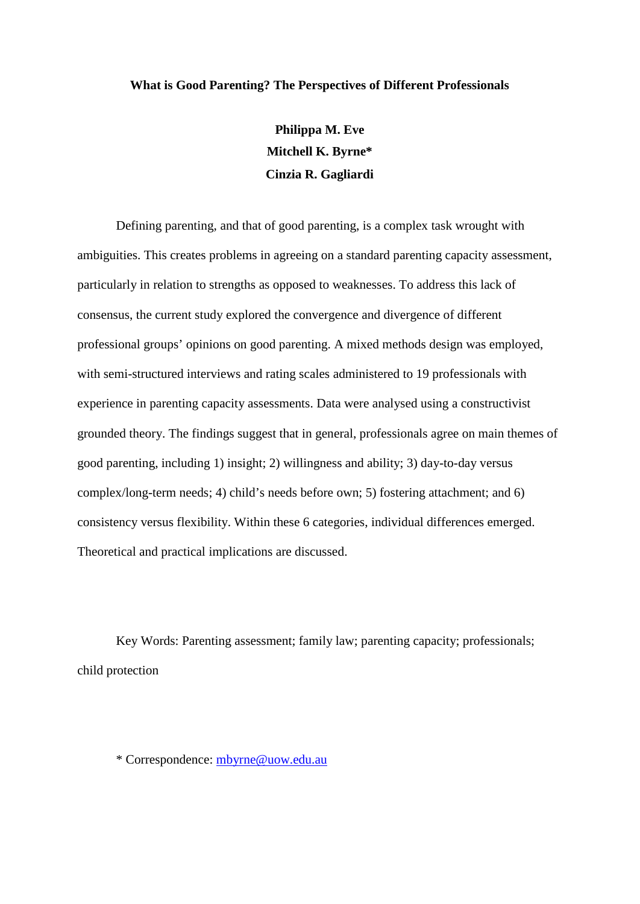**What is Good Parenting? The Perspectives of Different Professionals**

**Philippa M. Eve**
**Mitchell K. Byrne***
**Cinzia R. Gagliardi**

Defining parenting, and that of good parenting, is a complex task wrought with ambiguities. This creates problems in agreeing on a standard parenting capacity assessment, particularly in relation to strengths as opposed to weaknesses. To address this lack of consensus, the current study explored the convergence and divergence of different professional groups' opinions on good parenting. A mixed methods design was employed, with semi-structured interviews and rating scales administered to 19 professionals with experience in parenting capacity assessments. Data were analysed using a constructivist grounded theory. The findings suggest that in general, professionals agree on main themes of good parenting, including 1) insight; 2) willingness and ability; 3) day-to-day versus complex/long-term needs; 4) child's needs before own; 5) fostering attachment; and 6) consistency versus flexibility. Within these 6 categories, individual differences emerged. Theoretical and practical implications are discussed.

Key Words: Parenting assessment; family law; parenting capacity; professionals; child protection

* Correspondence: mbyrne@uow.edu.au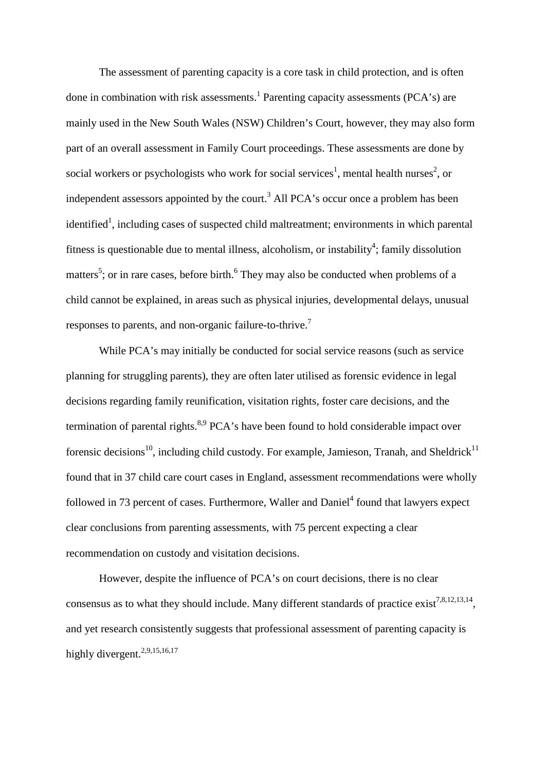The assessment of parenting capacity is a core task in child protection, and is often done in combination with risk assessments.[1] Parenting capacity assessments (PCA's) are mainly used in the New South Wales (NSW) Children's Court, however, they may also form part of an overall assessment in Family Court proceedings. These assessments are done by social workers or psychologists who work for social services[1], mental health nurses[2], or independent assessors appointed by the court.[3] All PCA's occur once a problem has been identified[1], including cases of suspected child maltreatment; environments in which parental fitness is questionable due to mental illness, alcoholism, or instability[4]; family dissolution matters[5]; or in rare cases, before birth.[6] They may also be conducted when problems of a child cannot be explained, in areas such as physical injuries, developmental delays, unusual responses to parents, and non-organic failure-to-thrive.[7]

While PCA's may initially be conducted for social service reasons (such as service planning for struggling parents), they are often later utilised as forensic evidence in legal decisions regarding family reunification, visitation rights, foster care decisions, and the termination of parental rights.[8,9] PCA's have been found to hold considerable impact over forensic decisions[10], including child custody. For example, Jamieson, Tranah, and Sheldrick[11] found that in 37 child care court cases in England, assessment recommendations were wholly followed in 73 percent of cases. Furthermore, Waller and Daniel[4] found that lawyers expect clear conclusions from parenting assessments, with 75 percent expecting a clear recommendation on custody and visitation decisions.

However, despite the influence of PCA's on court decisions, there is no clear consensus as to what they should include. Many different standards of practice exist[7,8,12,13,14], and yet research consistently suggests that professional assessment of parenting capacity is highly divergent.[2,9,15,16,17]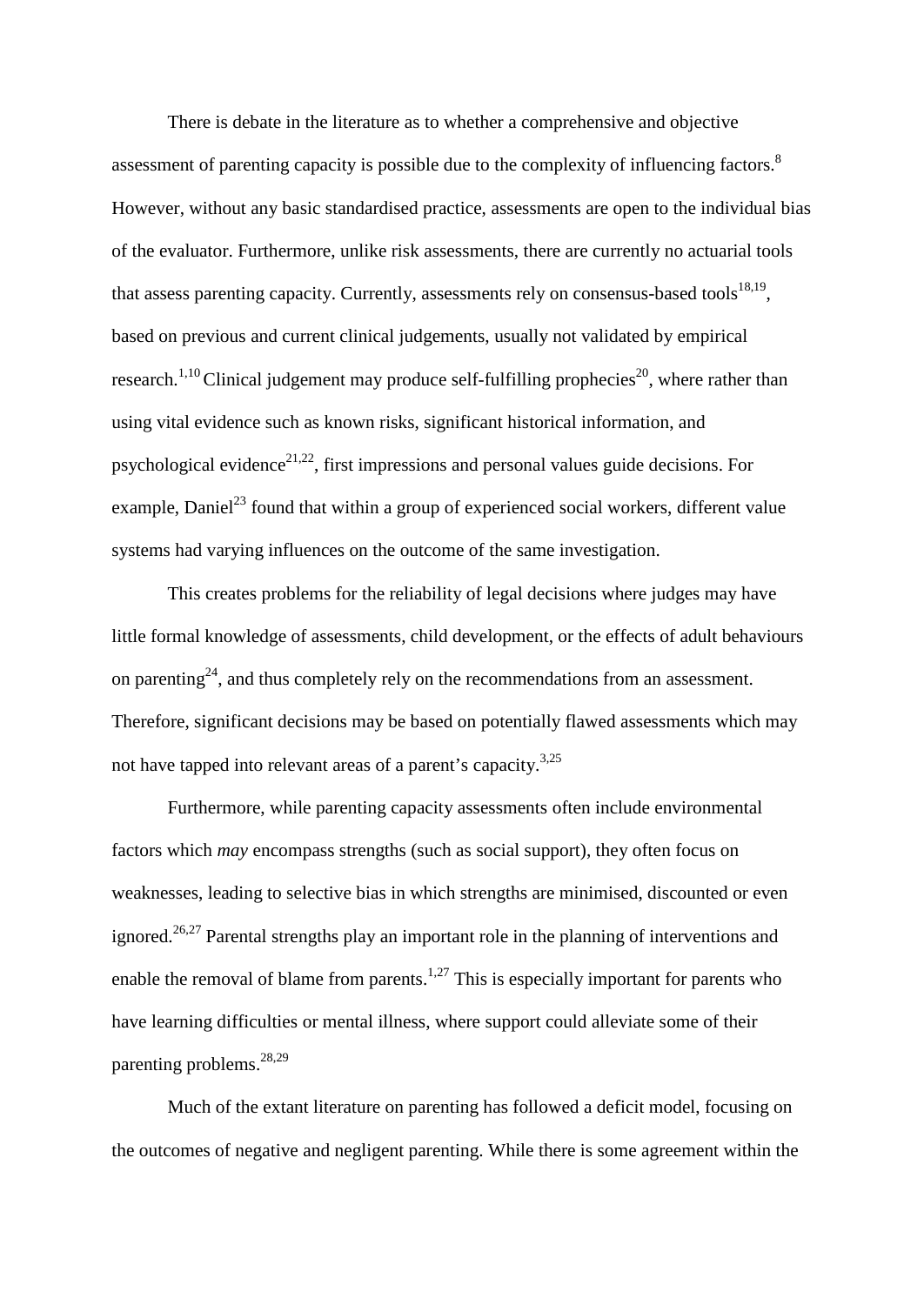There is debate in the literature as to whether a comprehensive and objective assessment of parenting capacity is possible due to the complexity of influencing factors.[8] However, without any basic standardised practice, assessments are open to the individual bias of the evaluator. Furthermore, unlike risk assessments, there are currently no actuarial tools that assess parenting capacity. Currently, assessments rely on consensus-based tools[18,19], based on previous and current clinical judgements, usually not validated by empirical research.[1,10] Clinical judgement may produce self-fulfilling prophecies[20], where rather than using vital evidence such as known risks, significant historical information, and psychological evidence[21,22], first impressions and personal values guide decisions. For example, Daniel[23] found that within a group of experienced social workers, different value systems had varying influences on the outcome of the same investigation.

This creates problems for the reliability of legal decisions where judges may have little formal knowledge of assessments, child development, or the effects of adult behaviours on parenting[24], and thus completely rely on the recommendations from an assessment. Therefore, significant decisions may be based on potentially flawed assessments which may not have tapped into relevant areas of a parent's capacity.[3,25]

Furthermore, while parenting capacity assessments often include environmental factors which *may* encompass strengths (such as social support), they often focus on weaknesses, leading to selective bias in which strengths are minimised, discounted or even ignored.[26,27] Parental strengths play an important role in the planning of interventions and enable the removal of blame from parents.[1,27] This is especially important for parents who have learning difficulties or mental illness, where support could alleviate some of their parenting problems.[28,29]

Much of the extant literature on parenting has followed a deficit model, focusing on the outcomes of negative and negligent parenting. While there is some agreement within the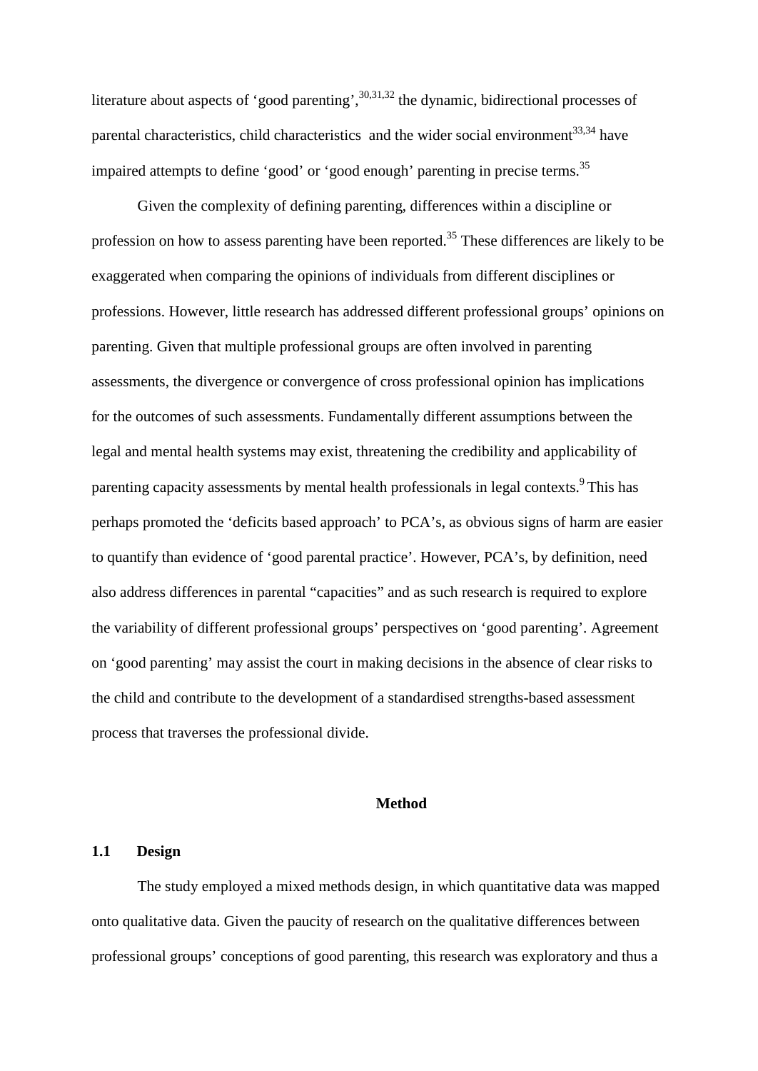literature about aspects of 'good parenting',[30,31,32] the dynamic, bidirectional processes of parental characteristics, child characteristics and the wider social environment[33,34] have impaired attempts to define 'good' or 'good enough' parenting in precise terms.[35]

Given the complexity of defining parenting, differences within a discipline or profession on how to assess parenting have been reported.[35] These differences are likely to be exaggerated when comparing the opinions of individuals from different disciplines or professions. However, little research has addressed different professional groups' opinions on parenting. Given that multiple professional groups are often involved in parenting assessments, the divergence or convergence of cross professional opinion has implications for the outcomes of such assessments. Fundamentally different assumptions between the legal and mental health systems may exist, threatening the credibility and applicability of parenting capacity assessments by mental health professionals in legal contexts.[9] This has perhaps promoted the 'deficits based approach' to PCA's, as obvious signs of harm are easier to quantify than evidence of 'good parental practice'. However, PCA's, by definition, need also address differences in parental "capacities" and as such research is required to explore the variability of different professional groups' perspectives on 'good parenting'. Agreement on 'good parenting' may assist the court in making decisions in the absence of clear risks to the child and contribute to the development of a standardised strengths-based assessment process that traverses the professional divide.

## Method

### 1.1 Design

The study employed a mixed methods design, in which quantitative data was mapped onto qualitative data. Given the paucity of research on the qualitative differences between professional groups' conceptions of good parenting, this research was exploratory and thus a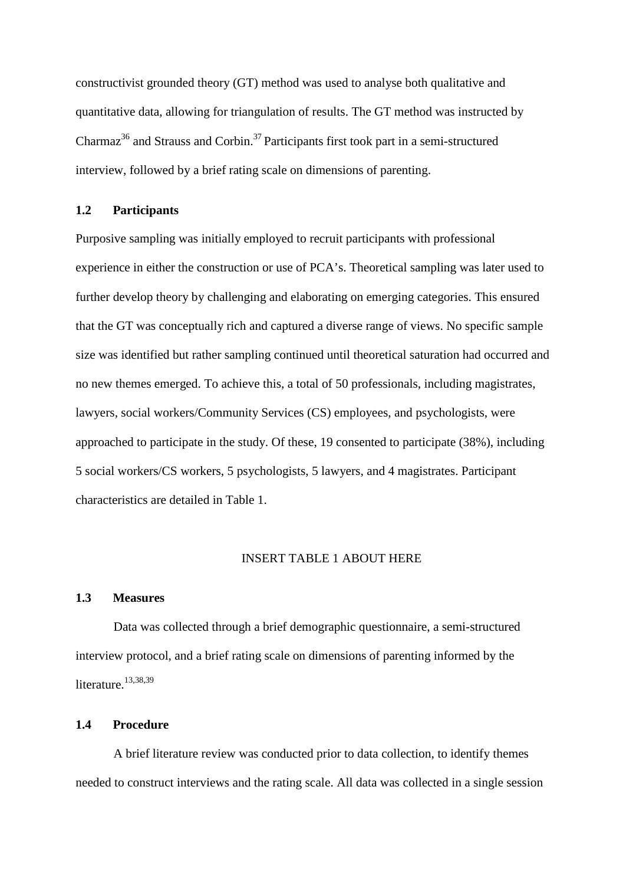constructivist grounded theory (GT) method was used to analyse both qualitative and quantitative data, allowing for triangulation of results. The GT method was instructed by Charmaz[36] and Strauss and Corbin.[37] Participants first took part in a semi-structured interview, followed by a brief rating scale on dimensions of parenting.

### 1.2 Participants

Purposive sampling was initially employed to recruit participants with professional experience in either the construction or use of PCA's. Theoretical sampling was later used to further develop theory by challenging and elaborating on emerging categories. This ensured that the GT was conceptually rich and captured a diverse range of views. No specific sample size was identified but rather sampling continued until theoretical saturation had occurred and no new themes emerged. To achieve this, a total of 50 professionals, including magistrates, lawyers, social workers/Community Services (CS) employees, and psychologists, were approached to participate in the study. Of these, 19 consented to participate (38%), including 5 social workers/CS workers, 5 psychologists, 5 lawyers, and 4 magistrates. Participant characteristics are detailed in Table 1.

INSERT TABLE 1 ABOUT HERE

### 1.3 Measures

Data was collected through a brief demographic questionnaire, a semi-structured interview protocol, and a brief rating scale on dimensions of parenting informed by the literature.[13,38,39]

### 1.4 Procedure

A brief literature review was conducted prior to data collection, to identify themes needed to construct interviews and the rating scale. All data was collected in a single session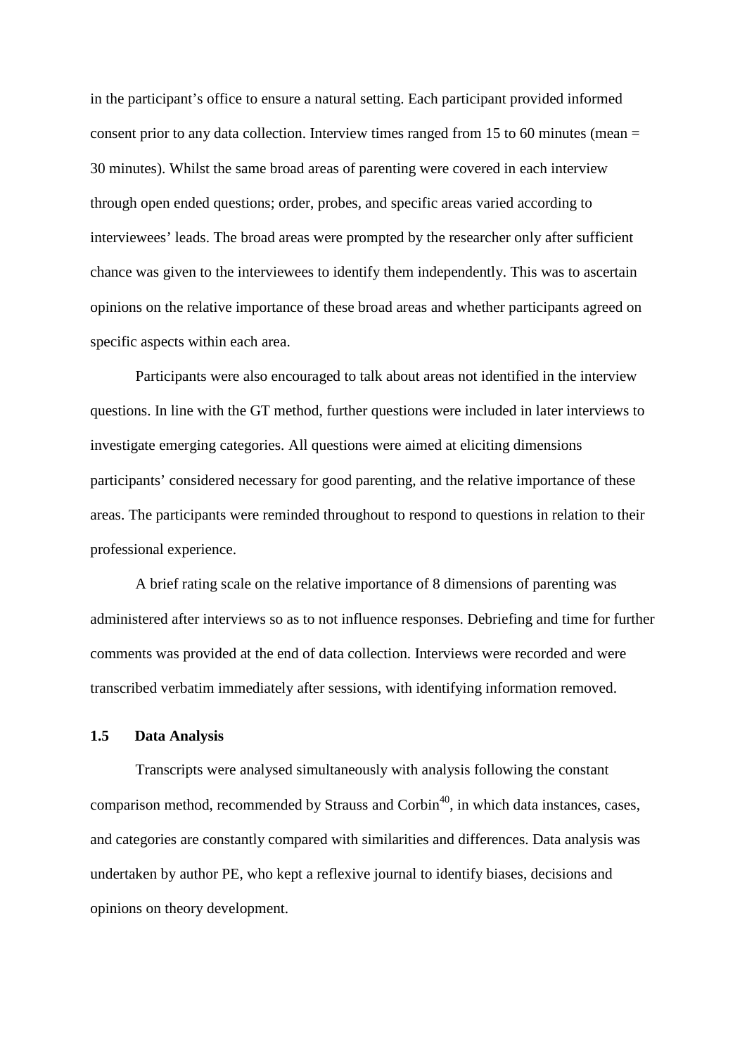in the participant's office to ensure a natural setting. Each participant provided informed consent prior to any data collection. Interview times ranged from 15 to 60 minutes (mean = 30 minutes). Whilst the same broad areas of parenting were covered in each interview through open ended questions; order, probes, and specific areas varied according to interviewees' leads. The broad areas were prompted by the researcher only after sufficient chance was given to the interviewees to identify them independently. This was to ascertain opinions on the relative importance of these broad areas and whether participants agreed on specific aspects within each area.

Participants were also encouraged to talk about areas not identified in the interview questions. In line with the GT method, further questions were included in later interviews to investigate emerging categories. All questions were aimed at eliciting dimensions participants' considered necessary for good parenting, and the relative importance of these areas. The participants were reminded throughout to respond to questions in relation to their professional experience.

A brief rating scale on the relative importance of 8 dimensions of parenting was administered after interviews so as to not influence responses. Debriefing and time for further comments was provided at the end of data collection. Interviews were recorded and were transcribed verbatim immediately after sessions, with identifying information removed.

### 1.5 Data Analysis

Transcripts were analysed simultaneously with analysis following the constant comparison method, recommended by Strauss and Corbin[40], in which data instances, cases, and categories are constantly compared with similarities and differences. Data analysis was undertaken by author PE, who kept a reflexive journal to identify biases, decisions and opinions on theory development.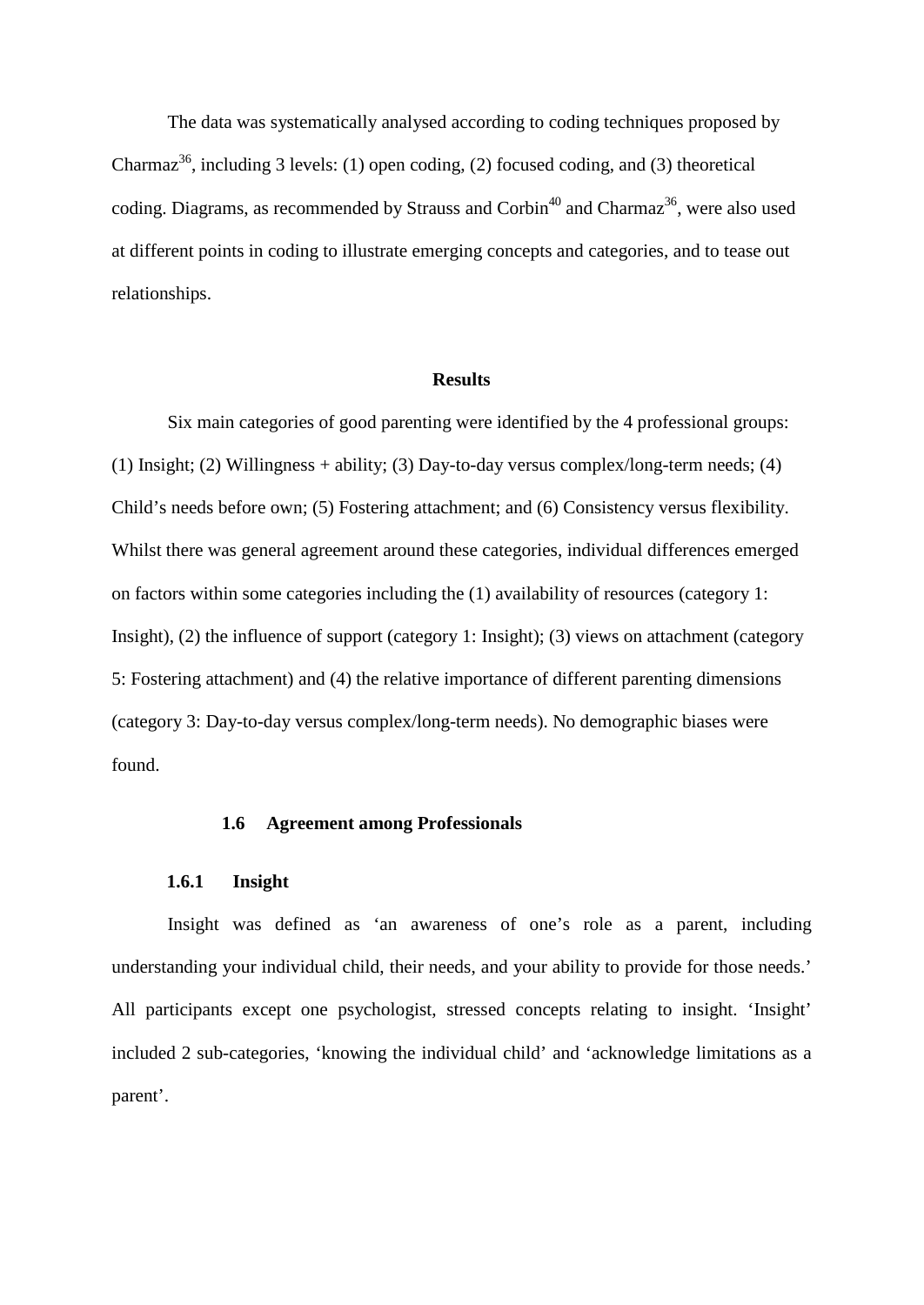The data was systematically analysed according to coding techniques proposed by Charmaz[36], including 3 levels: (1) open coding, (2) focused coding, and (3) theoretical coding. Diagrams, as recommended by Strauss and Corbin[40] and Charmaz[36], were also used at different points in coding to illustrate emerging concepts and categories, and to tease out relationships.

## Results

Six main categories of good parenting were identified by the 4 professional groups: (1) Insight; (2) Willingness + ability; (3) Day-to-day versus complex/long-term needs; (4) Child's needs before own; (5) Fostering attachment; and (6) Consistency versus flexibility. Whilst there was general agreement around these categories, individual differences emerged on factors within some categories including the (1) availability of resources (category 1: Insight), (2) the influence of support (category 1: Insight); (3) views on attachment (category 5: Fostering attachment) and (4) the relative importance of different parenting dimensions (category 3: Day-to-day versus complex/long-term needs). No demographic biases were found.

### 1.6 Agreement among Professionals

#### 1.6.1 Insight

Insight was defined as 'an awareness of one's role as a parent, including understanding your individual child, their needs, and your ability to provide for those needs.' All participants except one psychologist, stressed concepts relating to insight. 'Insight' included 2 sub-categories, 'knowing the individual child' and 'acknowledge limitations as a parent'.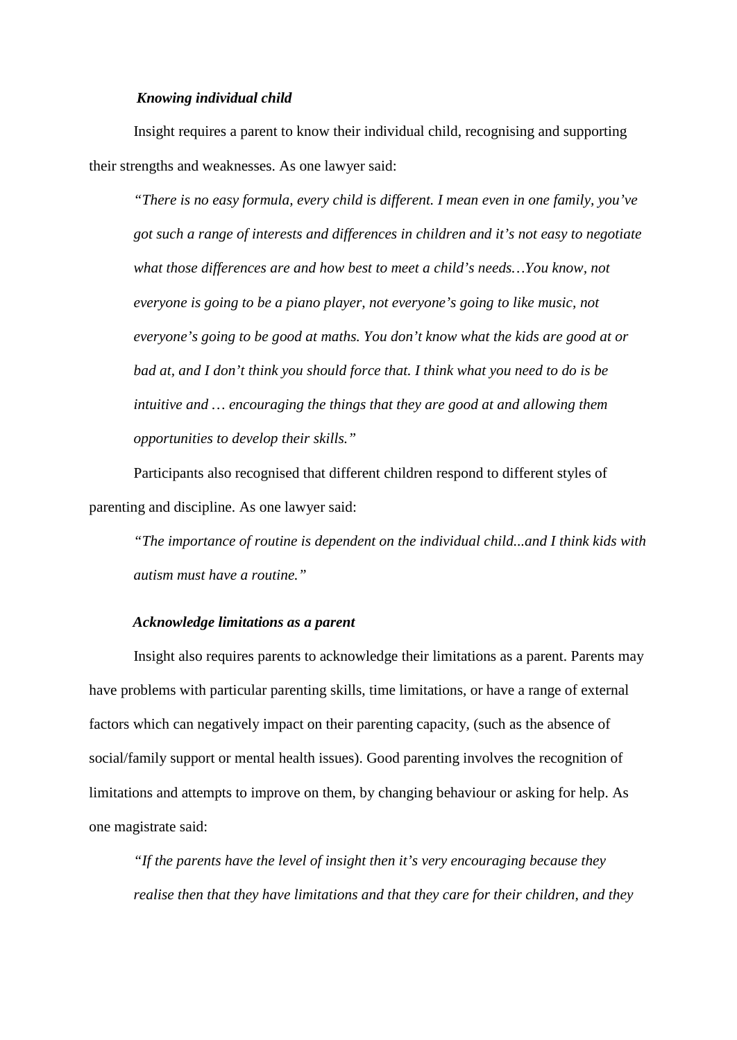***Knowing individual child***

Insight requires a parent to know their individual child, recognising and supporting their strengths and weaknesses. As one lawyer said:

> *"There is no easy formula, every child is different. I mean even in one family, you've got such a range of interests and differences in children and it's not easy to negotiate what those differences are and how best to meet a child's needs…You know, not everyone is going to be a piano player, not everyone's going to like music, not everyone's going to be good at maths. You don't know what the kids are good at or bad at, and I don't think you should force that. I think what you need to do is be intuitive and … encouraging the things that they are good at and allowing them opportunities to develop their skills."*

Participants also recognised that different children respond to different styles of parenting and discipline. As one lawyer said:

> *"The importance of routine is dependent on the individual child...and I think kids with autism must have a routine."*

***Acknowledge limitations as a parent***

Insight also requires parents to acknowledge their limitations as a parent. Parents may have problems with particular parenting skills, time limitations, or have a range of external factors which can negatively impact on their parenting capacity, (such as the absence of social/family support or mental health issues). Good parenting involves the recognition of limitations and attempts to improve on them, by changing behaviour or asking for help. As one magistrate said:

> *"If the parents have the level of insight then it's very encouraging because they realise then that they have limitations and that they care for their children, and they*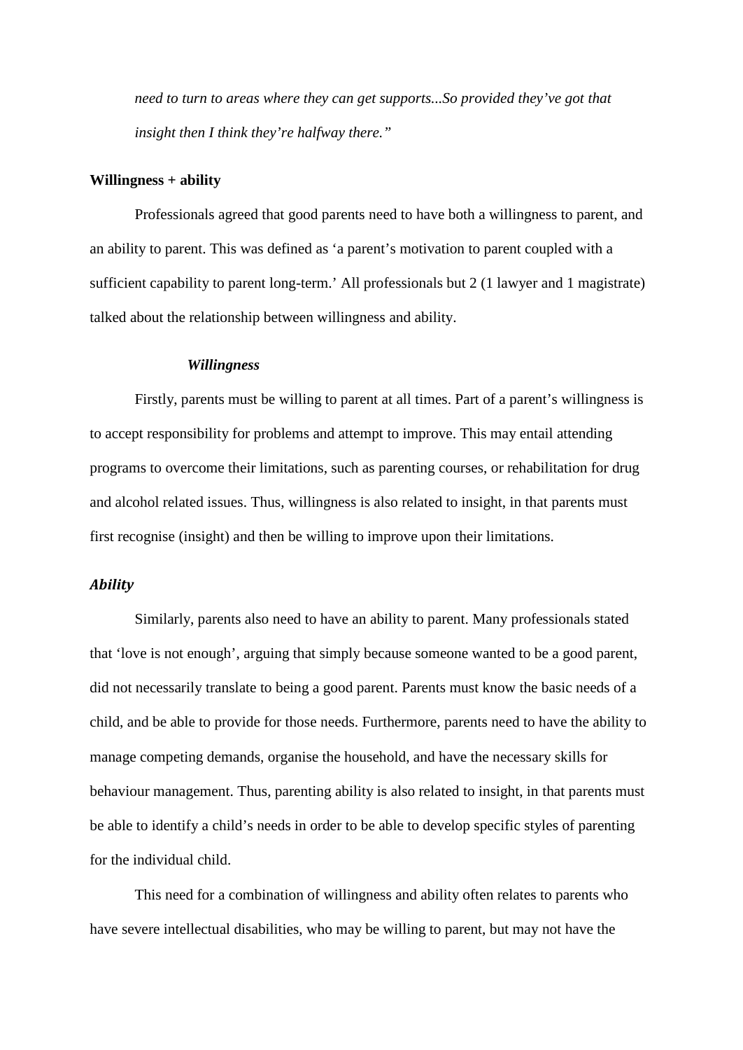*need to turn to areas where they can get supports...So provided they've got that insight then I think they're halfway there."*

**Willingness + ability**

Professionals agreed that good parents need to have both a willingness to parent, and an ability to parent. This was defined as 'a parent's motivation to parent coupled with a sufficient capability to parent long-term.' All professionals but 2 (1 lawyer and 1 magistrate) talked about the relationship between willingness and ability.

***Willingness***

Firstly, parents must be willing to parent at all times. Part of a parent's willingness is to accept responsibility for problems and attempt to improve. This may entail attending programs to overcome their limitations, such as parenting courses, or rehabilitation for drug and alcohol related issues. Thus, willingness is also related to insight, in that parents must first recognise (insight) and then be willing to improve upon their limitations.

***Ability***

Similarly, parents also need to have an ability to parent. Many professionals stated that 'love is not enough', arguing that simply because someone wanted to be a good parent, did not necessarily translate to being a good parent. Parents must know the basic needs of a child, and be able to provide for those needs. Furthermore, parents need to have the ability to manage competing demands, organise the household, and have the necessary skills for behaviour management. Thus, parenting ability is also related to insight, in that parents must be able to identify a child's needs in order to be able to develop specific styles of parenting for the individual child.

This need for a combination of willingness and ability often relates to parents who have severe intellectual disabilities, who may be willing to parent, but may not have the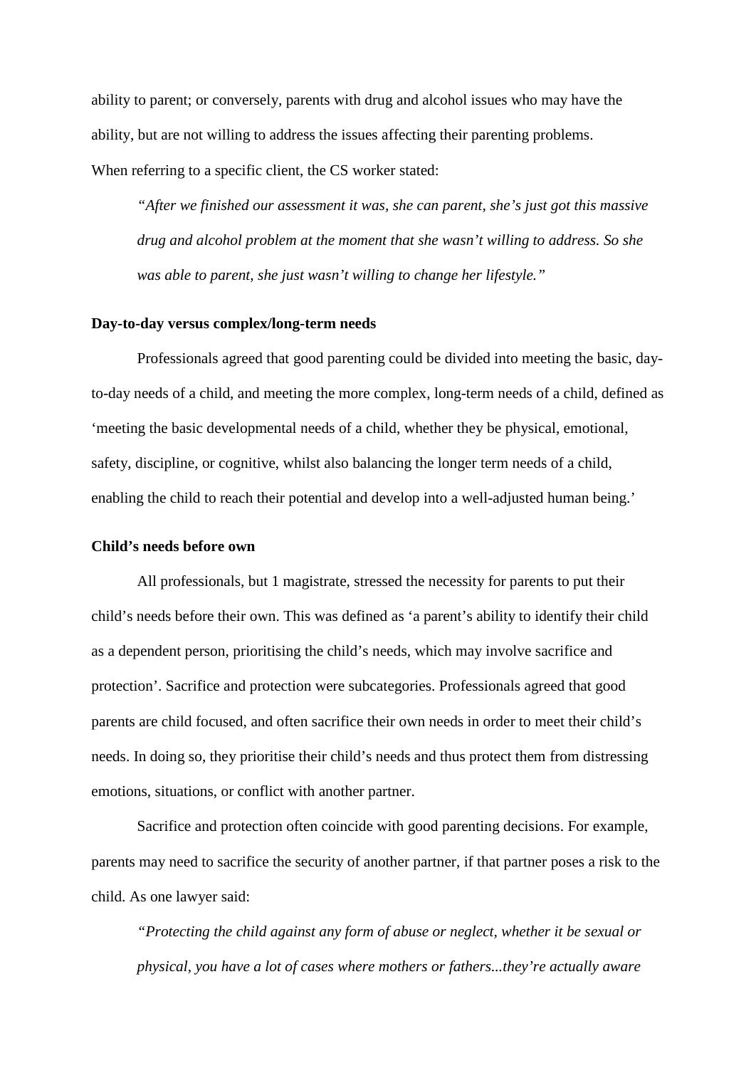ability to parent; or conversely, parents with drug and alcohol issues who may have the ability, but are not willing to address the issues affecting their parenting problems. When referring to a specific client, the CS worker stated:

> *"After we finished our assessment it was, she can parent, she's just got this massive drug and alcohol problem at the moment that she wasn't willing to address. So she was able to parent, she just wasn't willing to change her lifestyle."*

**Day-to-day versus complex/long-term needs**

Professionals agreed that good parenting could be divided into meeting the basic, day-to-day needs of a child, and meeting the more complex, long-term needs of a child, defined as 'meeting the basic developmental needs of a child, whether they be physical, emotional, safety, discipline, or cognitive, whilst also balancing the longer term needs of a child, enabling the child to reach their potential and develop into a well-adjusted human being.'

**Child's needs before own**

All professionals, but 1 magistrate, stressed the necessity for parents to put their child's needs before their own. This was defined as 'a parent's ability to identify their child as a dependent person, prioritising the child's needs, which may involve sacrifice and protection'. Sacrifice and protection were subcategories. Professionals agreed that good parents are child focused, and often sacrifice their own needs in order to meet their child's needs. In doing so, they prioritise their child's needs and thus protect them from distressing emotions, situations, or conflict with another partner.

Sacrifice and protection often coincide with good parenting decisions. For example, parents may need to sacrifice the security of another partner, if that partner poses a risk to the child. As one lawyer said:

> *"Protecting the child against any form of abuse or neglect, whether it be sexual or physical, you have a lot of cases where mothers or fathers...they're actually aware*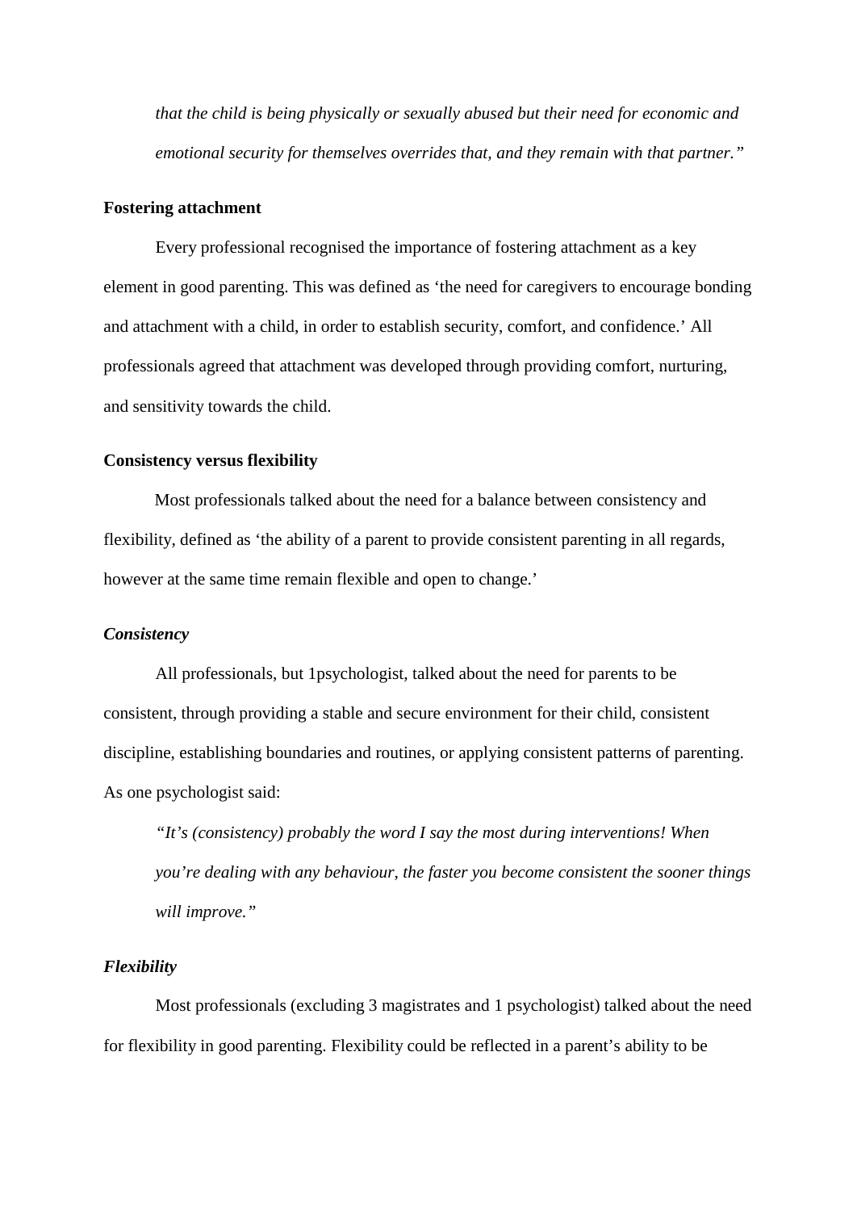*that the child is being physically or sexually abused but their need for economic and emotional security for themselves overrides that, and they remain with that partner."*

**Fostering attachment**

Every professional recognised the importance of fostering attachment as a key element in good parenting. This was defined as 'the need for caregivers to encourage bonding and attachment with a child, in order to establish security, comfort, and confidence.' All professionals agreed that attachment was developed through providing comfort, nurturing, and sensitivity towards the child.

**Consistency versus flexibility**

Most professionals talked about the need for a balance between consistency and flexibility, defined as 'the ability of a parent to provide consistent parenting in all regards, however at the same time remain flexible and open to change.'

***Consistency***

All professionals, but 1psychologist, talked about the need for parents to be consistent, through providing a stable and secure environment for their child, consistent discipline, establishing boundaries and routines, or applying consistent patterns of parenting. As one psychologist said:

*"It's (consistency) probably the word I say the most during interventions! When you're dealing with any behaviour, the faster you become consistent the sooner things will improve."*

***Flexibility***

Most professionals (excluding 3 magistrates and 1 psychologist) talked about the need for flexibility in good parenting. Flexibility could be reflected in a parent's ability to be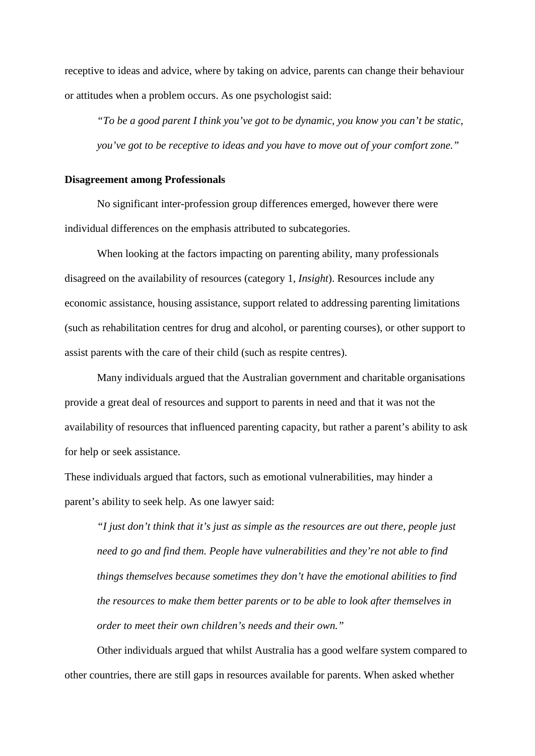receptive to ideas and advice, where by taking on advice, parents can change their behaviour or attitudes when a problem occurs. As one psychologist said:

> *"To be a good parent I think you've got to be dynamic, you know you can't be static, you've got to be receptive to ideas and you have to move out of your comfort zone."*

**Disagreement among Professionals**

No significant inter-profession group differences emerged, however there were individual differences on the emphasis attributed to subcategories.

When looking at the factors impacting on parenting ability, many professionals disagreed on the availability of resources (category 1, *Insight*). Resources include any economic assistance, housing assistance, support related to addressing parenting limitations (such as rehabilitation centres for drug and alcohol, or parenting courses), or other support to assist parents with the care of their child (such as respite centres).

Many individuals argued that the Australian government and charitable organisations provide a great deal of resources and support to parents in need and that it was not the availability of resources that influenced parenting capacity, but rather a parent's ability to ask for help or seek assistance.

These individuals argued that factors, such as emotional vulnerabilities, may hinder a parent's ability to seek help. As one lawyer said:

> *"I just don't think that it's just as simple as the resources are out there, people just need to go and find them. People have vulnerabilities and they're not able to find things themselves because sometimes they don't have the emotional abilities to find the resources to make them better parents or to be able to look after themselves in order to meet their own children's needs and their own."*

Other individuals argued that whilst Australia has a good welfare system compared to other countries, there are still gaps in resources available for parents. When asked whether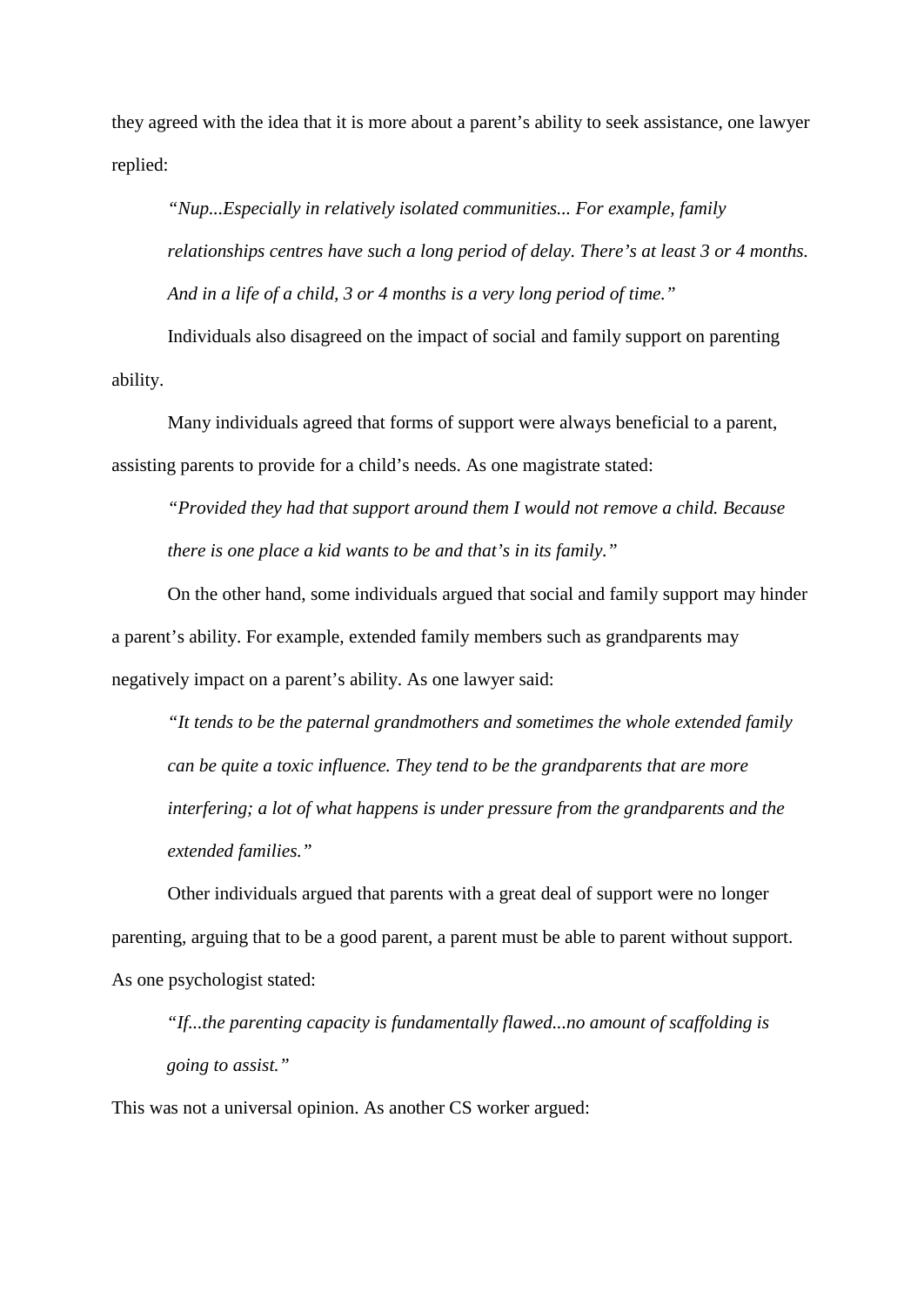they agreed with the idea that it is more about a parent's ability to seek assistance, one lawyer replied:

> *"Nup...Especially in relatively isolated communities... For example, family relationships centres have such a long period of delay. There's at least 3 or 4 months. And in a life of a child, 3 or 4 months is a very long period of time."*

Individuals also disagreed on the impact of social and family support on parenting ability.

Many individuals agreed that forms of support were always beneficial to a parent, assisting parents to provide for a child's needs. As one magistrate stated:

> *"Provided they had that support around them I would not remove a child. Because there is one place a kid wants to be and that's in its family."*

On the other hand, some individuals argued that social and family support may hinder a parent's ability. For example, extended family members such as grandparents may negatively impact on a parent's ability. As one lawyer said:

> *"It tends to be the paternal grandmothers and sometimes the whole extended family can be quite a toxic influence. They tend to be the grandparents that are more interfering; a lot of what happens is under pressure from the grandparents and the extended families."*

Other individuals argued that parents with a great deal of support were no longer parenting, arguing that to be a good parent, a parent must be able to parent without support. As one psychologist stated:

> *"If...the parenting capacity is fundamentally flawed...no amount of scaffolding is going to assist."*

This was not a universal opinion. As another CS worker argued: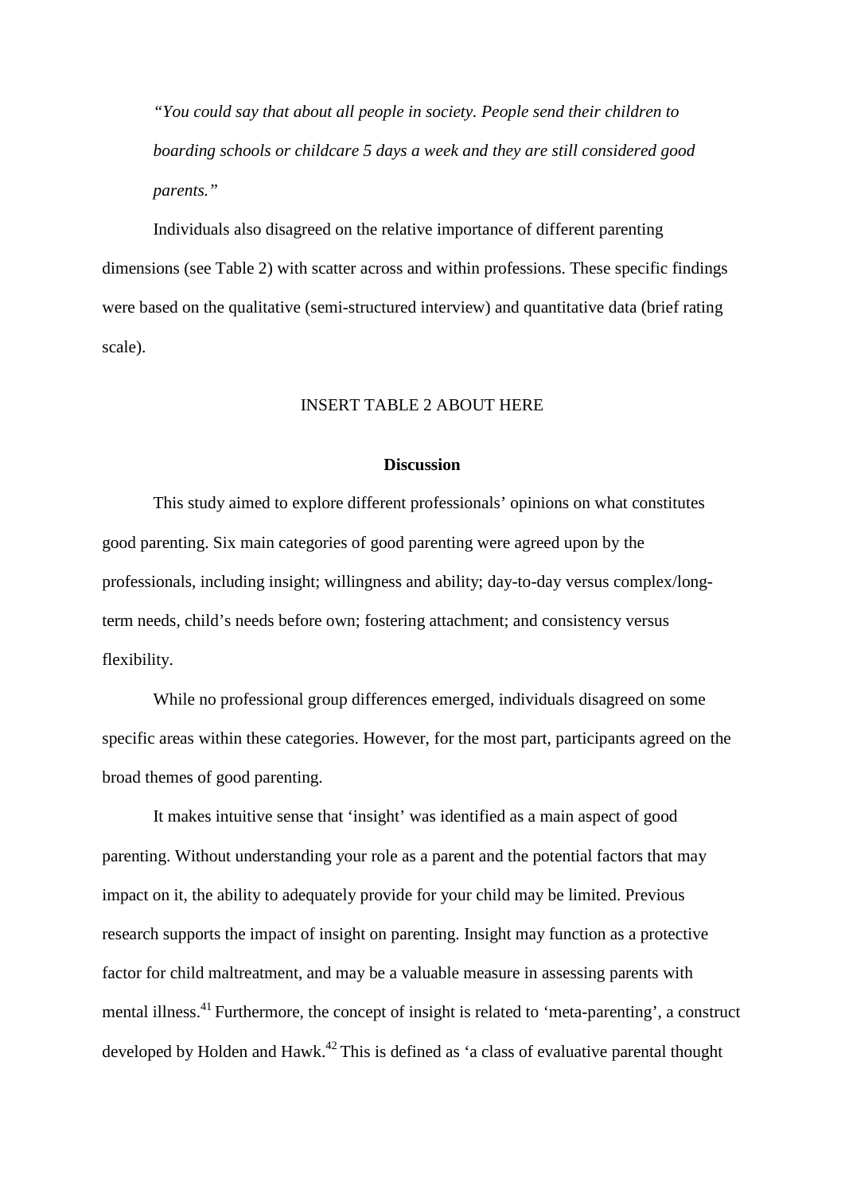*"You could say that about all people in society. People send their children to boarding schools or childcare 5 days a week and they are still considered good parents."*

Individuals also disagreed on the relative importance of different parenting dimensions (see Table 2) with scatter across and within professions. These specific findings were based on the qualitative (semi-structured interview) and quantitative data (brief rating scale).

INSERT TABLE 2 ABOUT HERE

## Discussion

This study aimed to explore different professionals' opinions on what constitutes good parenting. Six main categories of good parenting were agreed upon by the professionals, including insight; willingness and ability; day-to-day versus complex/long-term needs, child's needs before own; fostering attachment; and consistency versus flexibility.

While no professional group differences emerged, individuals disagreed on some specific areas within these categories. However, for the most part, participants agreed on the broad themes of good parenting.

It makes intuitive sense that 'insight' was identified as a main aspect of good parenting. Without understanding your role as a parent and the potential factors that may impact on it, the ability to adequately provide for your child may be limited. Previous research supports the impact of insight on parenting. Insight may function as a protective factor for child maltreatment, and may be a valuable measure in assessing parents with mental illness.[41] Furthermore, the concept of insight is related to 'meta-parenting', a construct developed by Holden and Hawk.[42] This is defined as 'a class of evaluative parental thought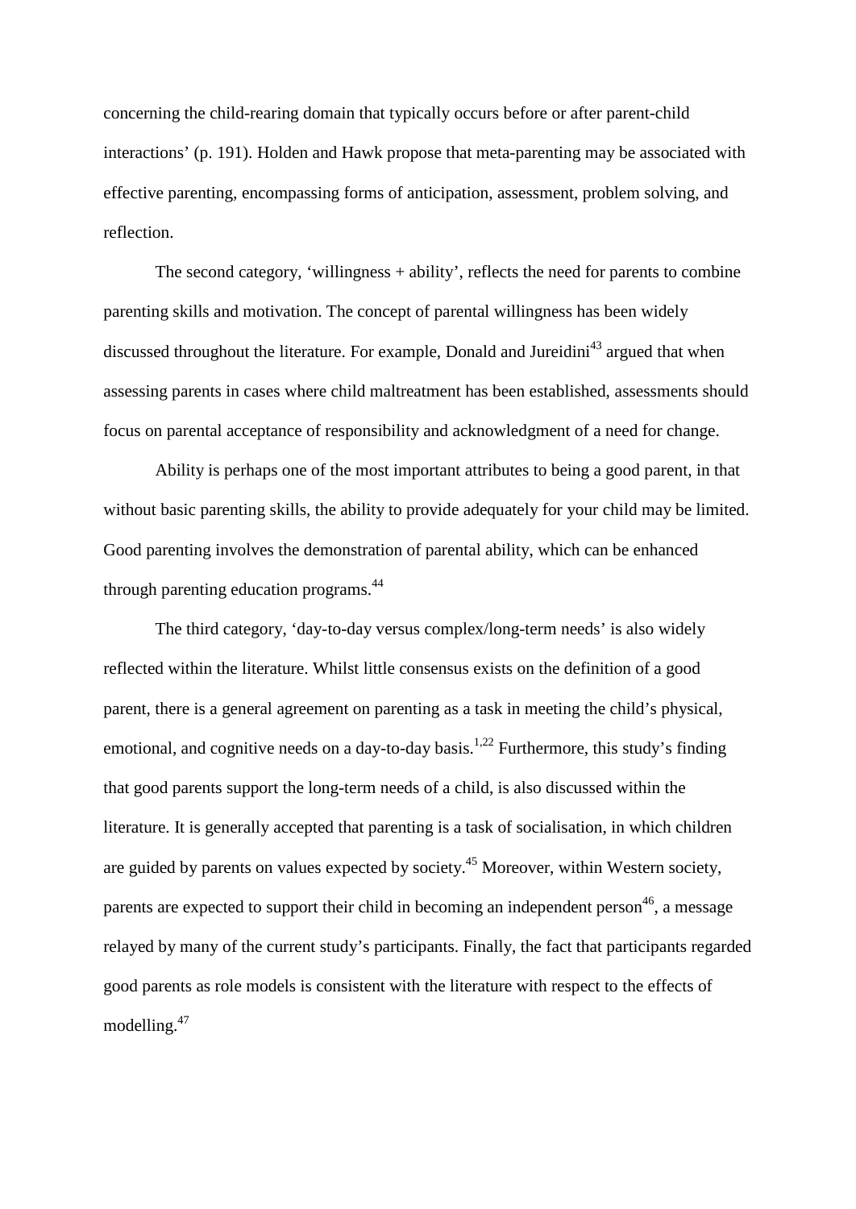concerning the child-rearing domain that typically occurs before or after parent-child interactions' (p. 191). Holden and Hawk propose that meta-parenting may be associated with effective parenting, encompassing forms of anticipation, assessment, problem solving, and reflection.

The second category, 'willingness + ability', reflects the need for parents to combine parenting skills and motivation. The concept of parental willingness has been widely discussed throughout the literature. For example, Donald and Jureidini[43] argued that when assessing parents in cases where child maltreatment has been established, assessments should focus on parental acceptance of responsibility and acknowledgment of a need for change.

Ability is perhaps one of the most important attributes to being a good parent, in that without basic parenting skills, the ability to provide adequately for your child may be limited. Good parenting involves the demonstration of parental ability, which can be enhanced through parenting education programs.[44]

The third category, 'day-to-day versus complex/long-term needs' is also widely reflected within the literature. Whilst little consensus exists on the definition of a good parent, there is a general agreement on parenting as a task in meeting the child's physical, emotional, and cognitive needs on a day-to-day basis.[1,22] Furthermore, this study's finding that good parents support the long-term needs of a child, is also discussed within the literature. It is generally accepted that parenting is a task of socialisation, in which children are guided by parents on values expected by society.[45] Moreover, within Western society, parents are expected to support their child in becoming an independent person[46], a message relayed by many of the current study's participants. Finally, the fact that participants regarded good parents as role models is consistent with the literature with respect to the effects of modelling.[47]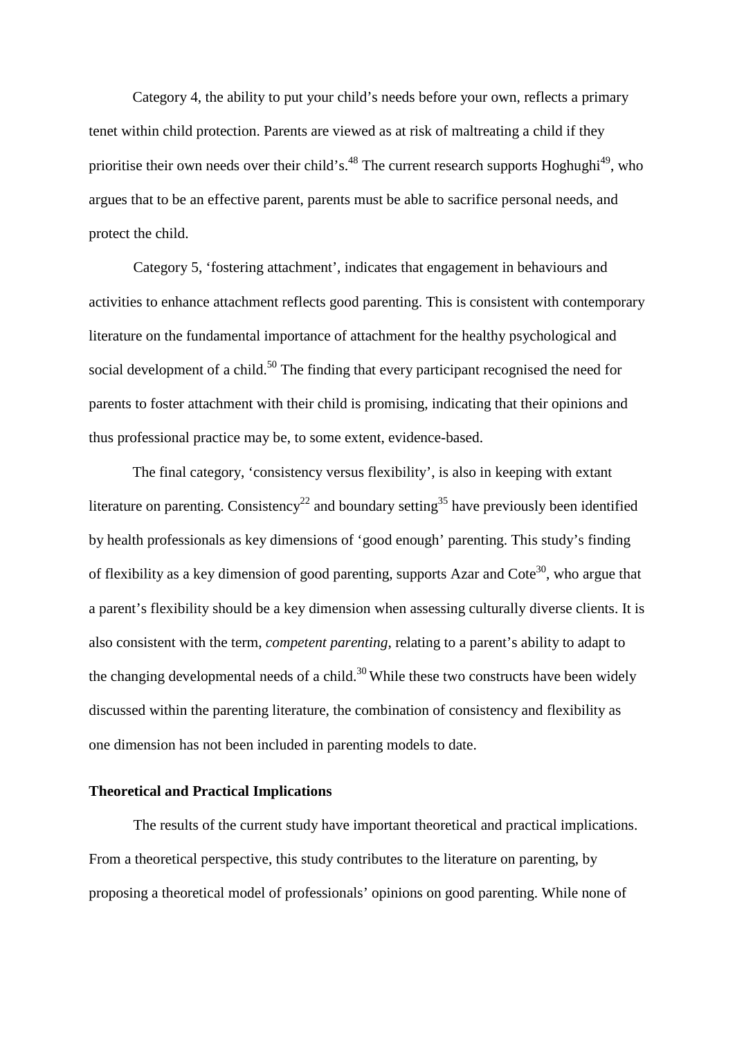Category 4, the ability to put your child's needs before your own, reflects a primary tenet within child protection. Parents are viewed as at risk of maltreating a child if they prioritise their own needs over their child's.[48] The current research supports Hoghughi[49], who argues that to be an effective parent, parents must be able to sacrifice personal needs, and protect the child.

Category 5, 'fostering attachment', indicates that engagement in behaviours and activities to enhance attachment reflects good parenting. This is consistent with contemporary literature on the fundamental importance of attachment for the healthy psychological and social development of a child.[50] The finding that every participant recognised the need for parents to foster attachment with their child is promising, indicating that their opinions and thus professional practice may be, to some extent, evidence-based.

The final category, 'consistency versus flexibility', is also in keeping with extant literature on parenting. Consistency[22] and boundary setting[35] have previously been identified by health professionals as key dimensions of 'good enough' parenting. This study's finding of flexibility as a key dimension of good parenting, supports Azar and Cote[30], who argue that a parent's flexibility should be a key dimension when assessing culturally diverse clients. It is also consistent with the term, *competent parenting*, relating to a parent's ability to adapt to the changing developmental needs of a child.[30] While these two constructs have been widely discussed within the parenting literature, the combination of consistency and flexibility as one dimension has not been included in parenting models to date.

### Theoretical and Practical Implications

The results of the current study have important theoretical and practical implications. From a theoretical perspective, this study contributes to the literature on parenting, by proposing a theoretical model of professionals' opinions on good parenting. While none of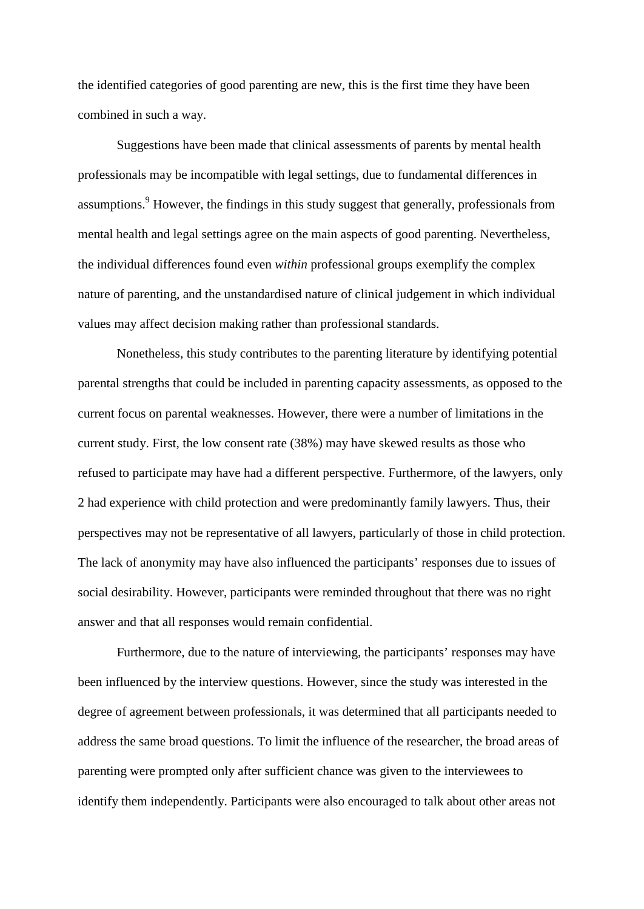the identified categories of good parenting are new, this is the first time they have been combined in such a way.

Suggestions have been made that clinical assessments of parents by mental health professionals may be incompatible with legal settings, due to fundamental differences in assumptions.[9] However, the findings in this study suggest that generally, professionals from mental health and legal settings agree on the main aspects of good parenting. Nevertheless, the individual differences found even *within* professional groups exemplify the complex nature of parenting, and the unstandardised nature of clinical judgement in which individual values may affect decision making rather than professional standards.

Nonetheless, this study contributes to the parenting literature by identifying potential parental strengths that could be included in parenting capacity assessments, as opposed to the current focus on parental weaknesses. However, there were a number of limitations in the current study. First, the low consent rate (38%) may have skewed results as those who refused to participate may have had a different perspective. Furthermore, of the lawyers, only 2 had experience with child protection and were predominantly family lawyers. Thus, their perspectives may not be representative of all lawyers, particularly of those in child protection. The lack of anonymity may have also influenced the participants' responses due to issues of social desirability. However, participants were reminded throughout that there was no right answer and that all responses would remain confidential.

Furthermore, due to the nature of interviewing, the participants' responses may have been influenced by the interview questions. However, since the study was interested in the degree of agreement between professionals, it was determined that all participants needed to address the same broad questions. To limit the influence of the researcher, the broad areas of parenting were prompted only after sufficient chance was given to the interviewees to identify them independently. Participants were also encouraged to talk about other areas not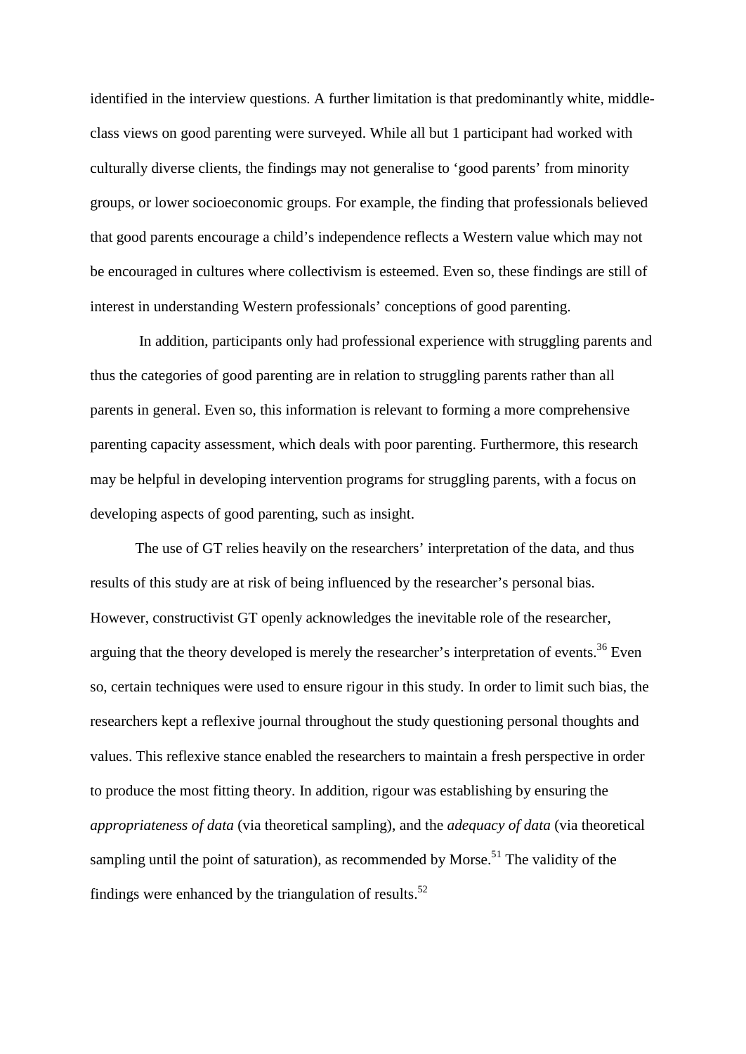identified in the interview questions. A further limitation is that predominantly white, middle-class views on good parenting were surveyed. While all but 1 participant had worked with culturally diverse clients, the findings may not generalise to 'good parents' from minority groups, or lower socioeconomic groups. For example, the finding that professionals believed that good parents encourage a child's independence reflects a Western value which may not be encouraged in cultures where collectivism is esteemed. Even so, these findings are still of interest in understanding Western professionals' conceptions of good parenting.

In addition, participants only had professional experience with struggling parents and thus the categories of good parenting are in relation to struggling parents rather than all parents in general. Even so, this information is relevant to forming a more comprehensive parenting capacity assessment, which deals with poor parenting. Furthermore, this research may be helpful in developing intervention programs for struggling parents, with a focus on developing aspects of good parenting, such as insight.

The use of GT relies heavily on the researchers' interpretation of the data, and thus results of this study are at risk of being influenced by the researcher's personal bias. However, constructivist GT openly acknowledges the inevitable role of the researcher, arguing that the theory developed is merely the researcher's interpretation of events.[36] Even so, certain techniques were used to ensure rigour in this study. In order to limit such bias, the researchers kept a reflexive journal throughout the study questioning personal thoughts and values. This reflexive stance enabled the researchers to maintain a fresh perspective in order to produce the most fitting theory. In addition, rigour was establishing by ensuring the *appropriateness of data* (via theoretical sampling), and the *adequacy of data* (via theoretical sampling until the point of saturation), as recommended by Morse.[51] The validity of the findings were enhanced by the triangulation of results.[52]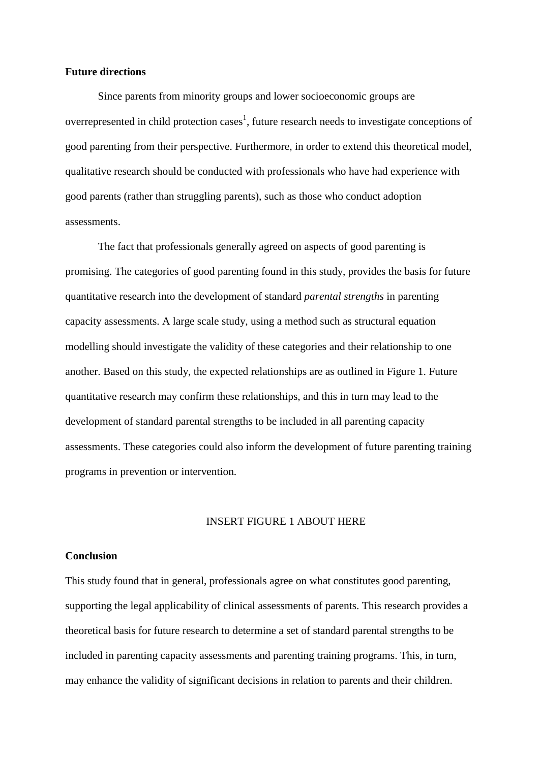**Future directions**

Since parents from minority groups and lower socioeconomic groups are overrepresented in child protection cases[1], future research needs to investigate conceptions of good parenting from their perspective. Furthermore, in order to extend this theoretical model, qualitative research should be conducted with professionals who have had experience with good parents (rather than struggling parents), such as those who conduct adoption assessments.

The fact that professionals generally agreed on aspects of good parenting is promising. The categories of good parenting found in this study, provides the basis for future quantitative research into the development of standard *parental strengths* in parenting capacity assessments. A large scale study, using a method such as structural equation modelling should investigate the validity of these categories and their relationship to one another. Based on this study, the expected relationships are as outlined in Figure 1. Future quantitative research may confirm these relationships, and this in turn may lead to the development of standard parental strengths to be included in all parenting capacity assessments. These categories could also inform the development of future parenting training programs in prevention or intervention.

INSERT FIGURE 1 ABOUT HERE

**Conclusion**

This study found that in general, professionals agree on what constitutes good parenting, supporting the legal applicability of clinical assessments of parents. This research provides a theoretical basis for future research to determine a set of standard parental strengths to be included in parenting capacity assessments and parenting training programs. This, in turn, may enhance the validity of significant decisions in relation to parents and their children.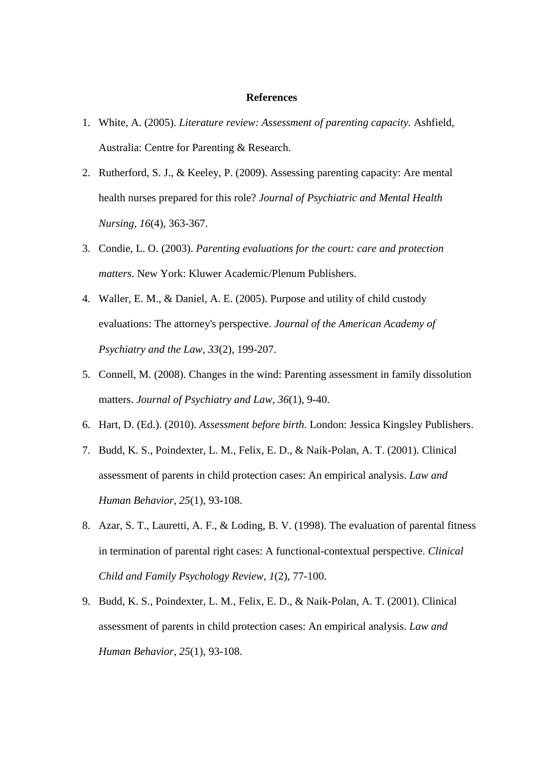**References**

1. White, A. (2005). *Literature review: Assessment of parenting capacity.* Ashfield, Australia: Centre for Parenting & Research.
2. Rutherford, S. J., & Keeley, P. (2009). Assessing parenting capacity: Are mental health nurses prepared for this role? *Journal of Psychiatric and Mental Health Nursing*, *16*(4), 363-367.
3. Condie, L. O. (2003). *Parenting evaluations for the court: care and protection matters*. New York: Kluwer Academic/Plenum Publishers.
4. Waller, E. M., & Daniel, A. E. (2005). Purpose and utility of child custody evaluations: The attorney's perspective. *Journal of the American Academy of Psychiatry and the Law, 33*(2), 199-207.
5. Connell, M. (2008). Changes in the wind: Parenting assessment in family dissolution matters. *Journal of Psychiatry and Law, 36*(1), 9-40.
6. Hart, D. (Ed.). (2010). *Assessment before birth*. London: Jessica Kingsley Publishers.
7. Budd, K. S., Poindexter, L. M., Felix, E. D., & Naik-Polan, A. T. (2001). Clinical assessment of parents in child protection cases: An empirical analysis. *Law and Human Behavior, 25*(1), 93-108.
8. Azar, S. T., Lauretti, A. F., & Loding, B. V. (1998). The evaluation of parental fitness in termination of parental right cases: A functional-contextual perspective. *Clinical Child and Family Psychology Review, 1*(2), 77-100.
9. Budd, K. S., Poindexter, L. M., Felix, E. D., & Naik-Polan, A. T. (2001). Clinical assessment of parents in child protection cases: An empirical analysis. *Law and Human Behavior, 25*(1), 93-108.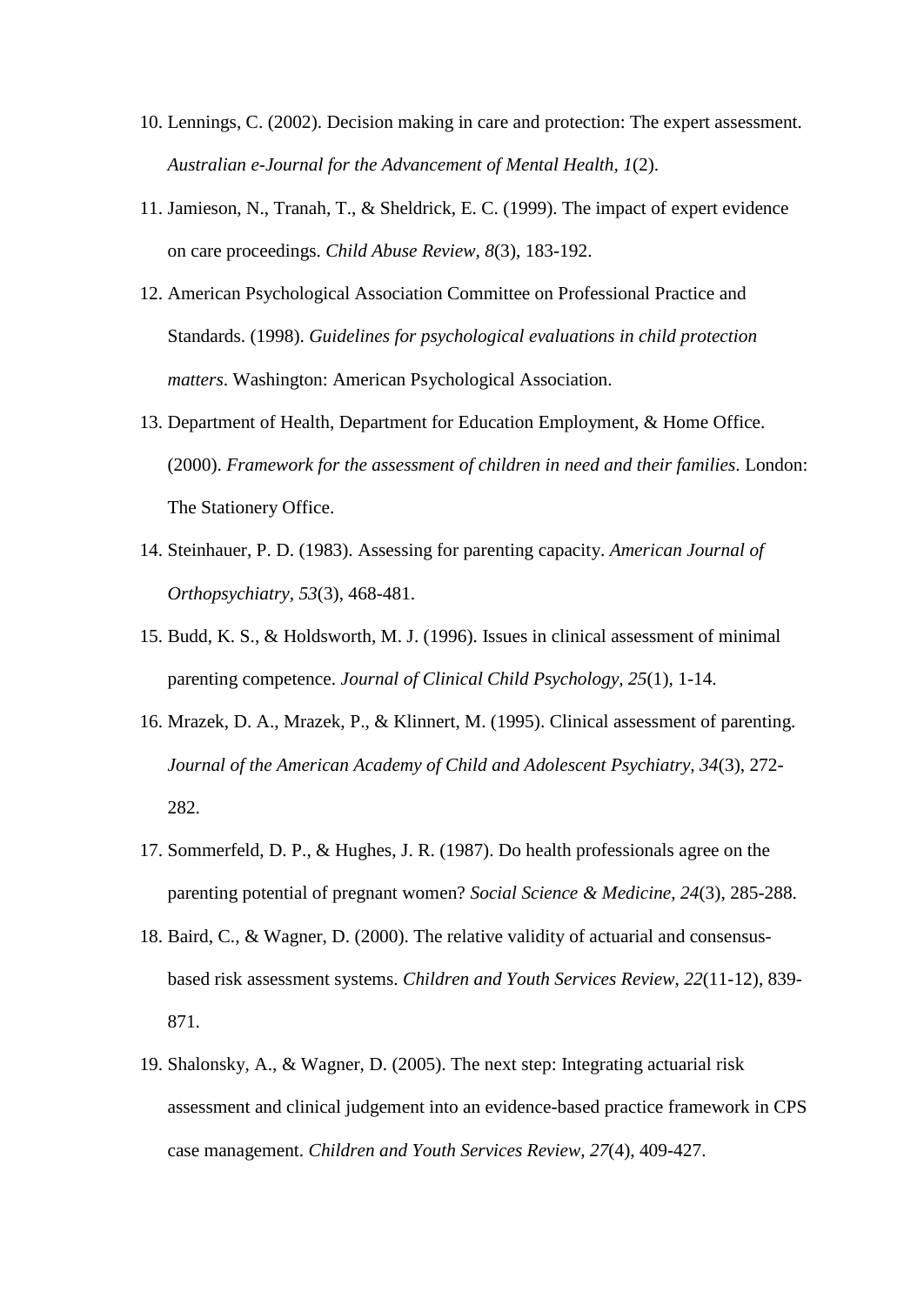10. Lennings, C. (2002). Decision making in care and protection: The expert assessment. *Australian e-Journal for the Advancement of Mental Health, 1*(2).
11. Jamieson, N., Tranah, T., & Sheldrick, E. C. (1999). The impact of expert evidence on care proceedings. *Child Abuse Review, 8*(3), 183-192.
12. American Psychological Association Committee on Professional Practice and Standards. (1998). *Guidelines for psychological evaluations in child protection matters*. Washington: American Psychological Association.
13. Department of Health, Department for Education Employment, & Home Office. (2000). *Framework for the assessment of children in need and their families*. London: The Stationery Office.
14. Steinhauer, P. D. (1983). Assessing for parenting capacity. *American Journal of Orthopsychiatry, 53*(3), 468-481.
15. Budd, K. S., & Holdsworth, M. J. (1996). Issues in clinical assessment of minimal parenting competence. *Journal of Clinical Child Psychology, 25*(1), 1-14.
16. Mrazek, D. A., Mrazek, P., & Klinnert, M. (1995). Clinical assessment of parenting. *Journal of the American Academy of Child and Adolescent Psychiatry, 34*(3), 272-282.
17. Sommerfeld, D. P., & Hughes, J. R. (1987). Do health professionals agree on the parenting potential of pregnant women? *Social Science & Medicine, 24*(3), 285-288.
18. Baird, C., & Wagner, D. (2000). The relative validity of actuarial and consensus-based risk assessment systems. *Children and Youth Services Review, 22*(11-12), 839-871.
19. Shalonsky, A., & Wagner, D. (2005). The next step: Integrating actuarial risk assessment and clinical judgement into an evidence-based practice framework in CPS case management. *Children and Youth Services Review, 27*(4), 409-427.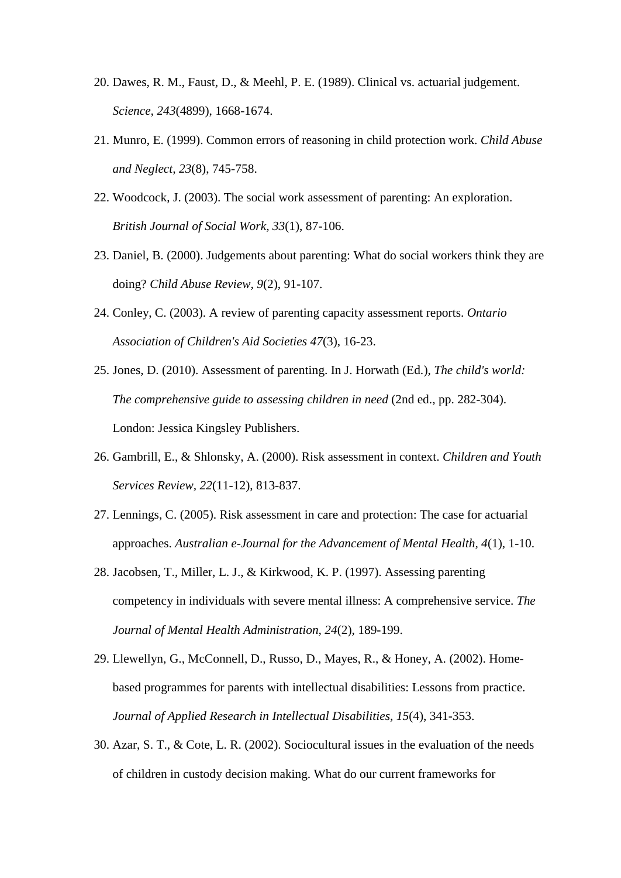20. Dawes, R. M., Faust, D., & Meehl, P. E. (1989). Clinical vs. actuarial judgement. *Science, 243*(4899), 1668-1674.
21. Munro, E. (1999). Common errors of reasoning in child protection work. *Child Abuse and Neglect, 23*(8), 745-758.
22. Woodcock, J. (2003). The social work assessment of parenting: An exploration. *British Journal of Social Work, 33*(1), 87-106.
23. Daniel, B. (2000). Judgements about parenting: What do social workers think they are doing? *Child Abuse Review, 9*(2), 91-107.
24. Conley, C. (2003). A review of parenting capacity assessment reports. *Ontario Association of Children's Aid Societies 47*(3), 16-23.
25. Jones, D. (2010). Assessment of parenting. In J. Horwath (Ed.), *The child's world: The comprehensive guide to assessing children in need* (2nd ed., pp. 282-304). London: Jessica Kingsley Publishers.
26. Gambrill, E., & Shlonsky, A. (2000). Risk assessment in context. *Children and Youth Services Review, 22*(11-12), 813-837.
27. Lennings, C. (2005). Risk assessment in care and protection: The case for actuarial approaches. *Australian e-Journal for the Advancement of Mental Health, 4*(1), 1-10.
28. Jacobsen, T., Miller, L. J., & Kirkwood, K. P. (1997). Assessing parenting competency in individuals with severe mental illness: A comprehensive service. *The Journal of Mental Health Administration, 24*(2), 189-199.
29. Llewellyn, G., McConnell, D., Russo, D., Mayes, R., & Honey, A. (2002). Home-based programmes for parents with intellectual disabilities: Lessons from practice. *Journal of Applied Research in Intellectual Disabilities, 15*(4), 341-353.
30. Azar, S. T., & Cote, L. R. (2002). Sociocultural issues in the evaluation of the needs of children in custody decision making. What do our current frameworks for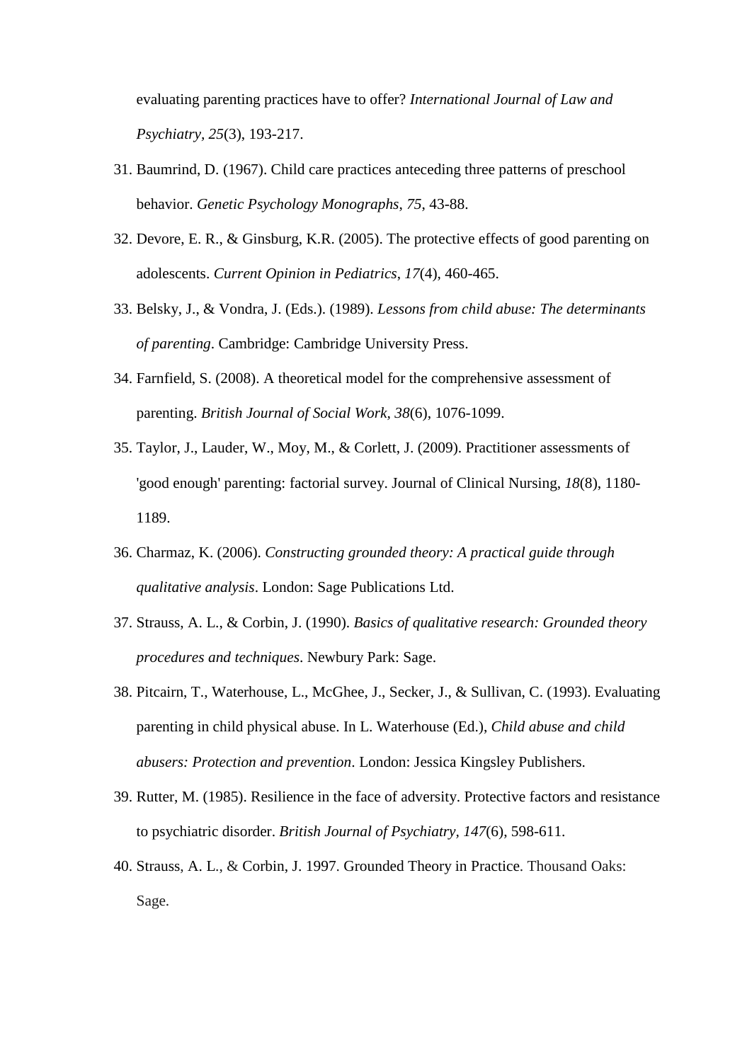evaluating parenting practices have to offer? *International Journal of Law and Psychiatry, 25*(3), 193-217.

31. Baumrind, D. (1967). Child care practices anteceding three patterns of preschool behavior. *Genetic Psychology Monographs, 75*, 43-88.
32. Devore, E. R., & Ginsburg, K.R. (2005). The protective effects of good parenting on adolescents. *Current Opinion in Pediatrics*, *17*(4), 460-465.
33. Belsky, J., & Vondra, J. (Eds.). (1989). *Lessons from child abuse: The determinants of parenting*. Cambridge: Cambridge University Press.
34. Farnfield, S. (2008). A theoretical model for the comprehensive assessment of parenting. *British Journal of Social Work, 38*(6), 1076-1099.
35. Taylor, J., Lauder, W., Moy, M., & Corlett, J. (2009). Practitioner assessments of 'good enough' parenting: factorial survey. Journal of Clinical Nursing, *18*(8), 1180-1189.
36. Charmaz, K. (2006). *Constructing grounded theory: A practical guide through qualitative analysis*. London: Sage Publications Ltd.
37. Strauss, A. L., & Corbin, J. (1990). *Basics of qualitative research: Grounded theory procedures and techniques*. Newbury Park: Sage.
38. Pitcairn, T., Waterhouse, L., McGhee, J., Secker, J., & Sullivan, C. (1993). Evaluating parenting in child physical abuse. In L. Waterhouse (Ed.), *Child abuse and child abusers: Protection and prevention*. London: Jessica Kingsley Publishers.
39. Rutter, M. (1985). Resilience in the face of adversity. Protective factors and resistance to psychiatric disorder. *British Journal of Psychiatry, 147*(6), 598-611.
40. Strauss, A. L., & Corbin, J. 1997. Grounded Theory in Practice. Thousand Oaks: Sage.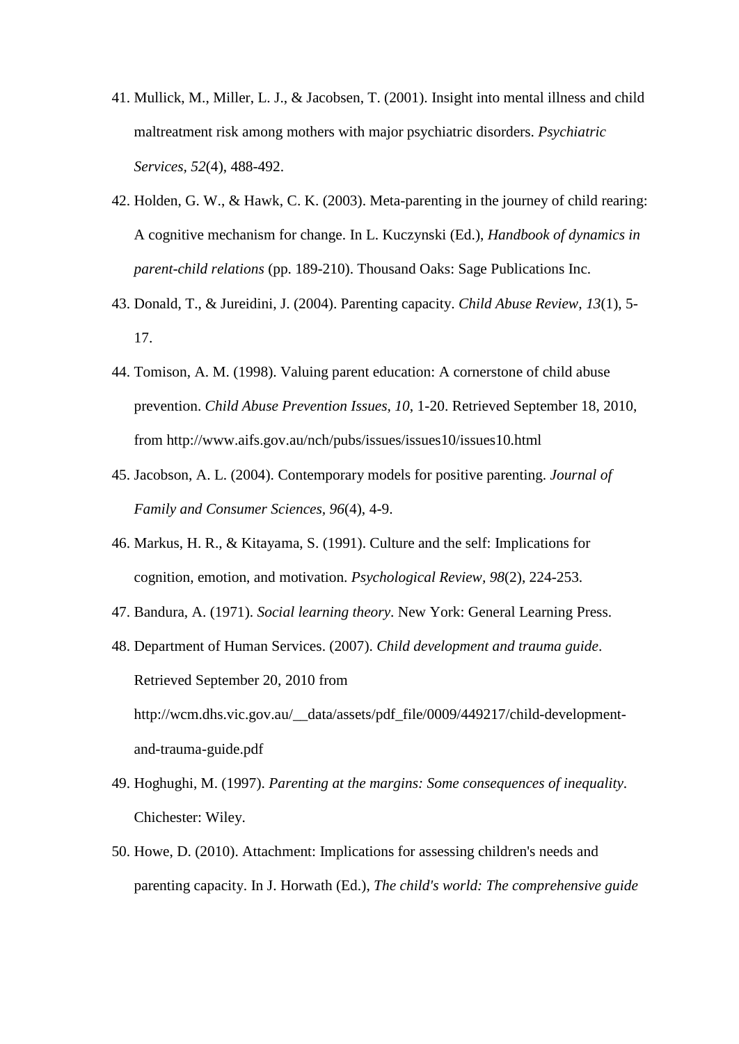41. Mullick, M., Miller, L. J., & Jacobsen, T. (2001). Insight into mental illness and child maltreatment risk among mothers with major psychiatric disorders. *Psychiatric Services*, *52*(4), 488-492.
42. Holden, G. W., & Hawk, C. K. (2003). Meta-parenting in the journey of child rearing: A cognitive mechanism for change. In L. Kuczynski (Ed.), *Handbook of dynamics in parent-child relations* (pp. 189-210). Thousand Oaks: Sage Publications Inc.
43. Donald, T., & Jureidini, J. (2004). Parenting capacity. *Child Abuse Review*, *13*(1), 5-17.
44. Tomison, A. M. (1998). Valuing parent education: A cornerstone of child abuse prevention. *Child Abuse Prevention Issues, 10*, 1-20. Retrieved September 18, 2010, from http://www.aifs.gov.au/nch/pubs/issues/issues10/issues10.html
45. Jacobson, A. L. (2004). Contemporary models for positive parenting. *Journal of Family and Consumer Sciences*, *96*(4), 4-9.
46. Markus, H. R., & Kitayama, S. (1991). Culture and the self: Implications for cognition, emotion, and motivation. *Psychological Review, 98*(2), 224-253.
47. Bandura, A. (1971). *Social learning theory*. New York: General Learning Press.
48. Department of Human Services. (2007). *Child development and trauma guide*. Retrieved September 20, 2010 from http://wcm.dhs.vic.gov.au/__data/assets/pdf_file/0009/449217/child-development-and-trauma-guide.pdf
49. Hoghughi, M. (1997). *Parenting at the margins: Some consequences of inequality*. Chichester: Wiley.
50. Howe, D. (2010). Attachment: Implications for assessing children's needs and parenting capacity. In J. Horwath (Ed.), *The child's world: The comprehensive guide*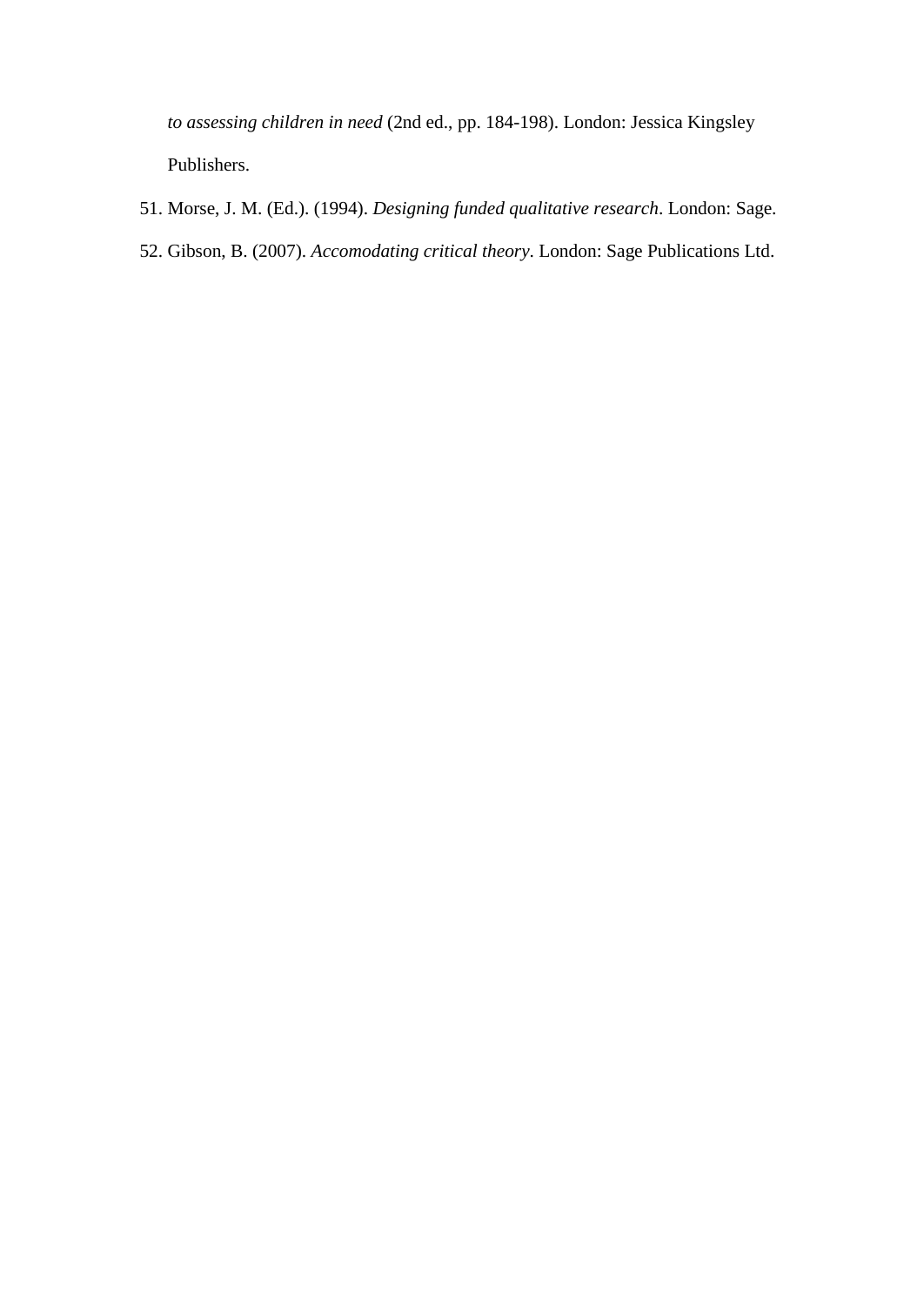*to assessing children in need* (2nd ed., pp. 184-198). London: Jessica Kingsley Publishers.

51. Morse, J. M. (Ed.). (1994). *Designing funded qualitative research*. London: Sage.
52. Gibson, B. (2007). *Accomodating critical theory*. London: Sage Publications Ltd.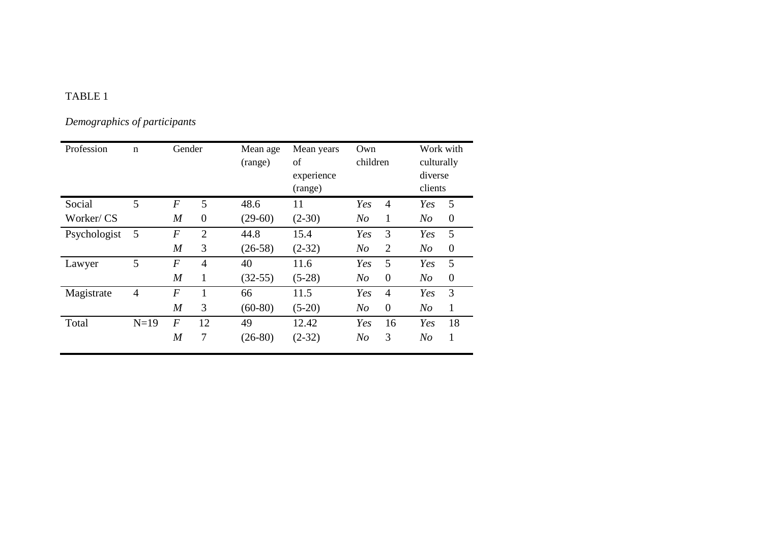TABLE 1

*Demographics of participants*

| Profession | n | Gender | | Mean age (range) | Mean years of experience (range) | Own children | | Work with culturally diverse clients | |
|---|---|---|---|---|---|---|---|---|---|
| Social Worker/ CS | 5 | *F* | 5 | 48.6 | 11 | *Yes* | 4 | *Yes* | 5 |
| | | *M* | 0 | (29-60) | (2-30) | *No* | 1 | *No* | 0 |
| Psychologist | 5 | *F* | 2 | 44.8 | 15.4 | *Yes* | 3 | *Yes* | 5 |
| | | *M* | 3 | (26-58) | (2-32) | *No* | 2 | *No* | 0 |
| Lawyer | 5 | *F* | 4 | 40 | 11.6 | *Yes* | 5 | *Yes* | 5 |
| | | *M* | 1 | (32-55) | (5-28) | *No* | 0 | *No* | 0 |
| Magistrate | 4 | *F* | 1 | 66 | 11.5 | *Yes* | 4 | *Yes* | 3 |
| | | *M* | 3 | (60-80) | (5-20) | *No* | 0 | *No* | 1 |
| Total | N=19 | *F* | 12 | 49 | 12.42 | *Yes* | 16 | *Yes* | 18 |
| | | *M* | 7 | (26-80) | (2-32) | *No* | 3 | *No* | 1 |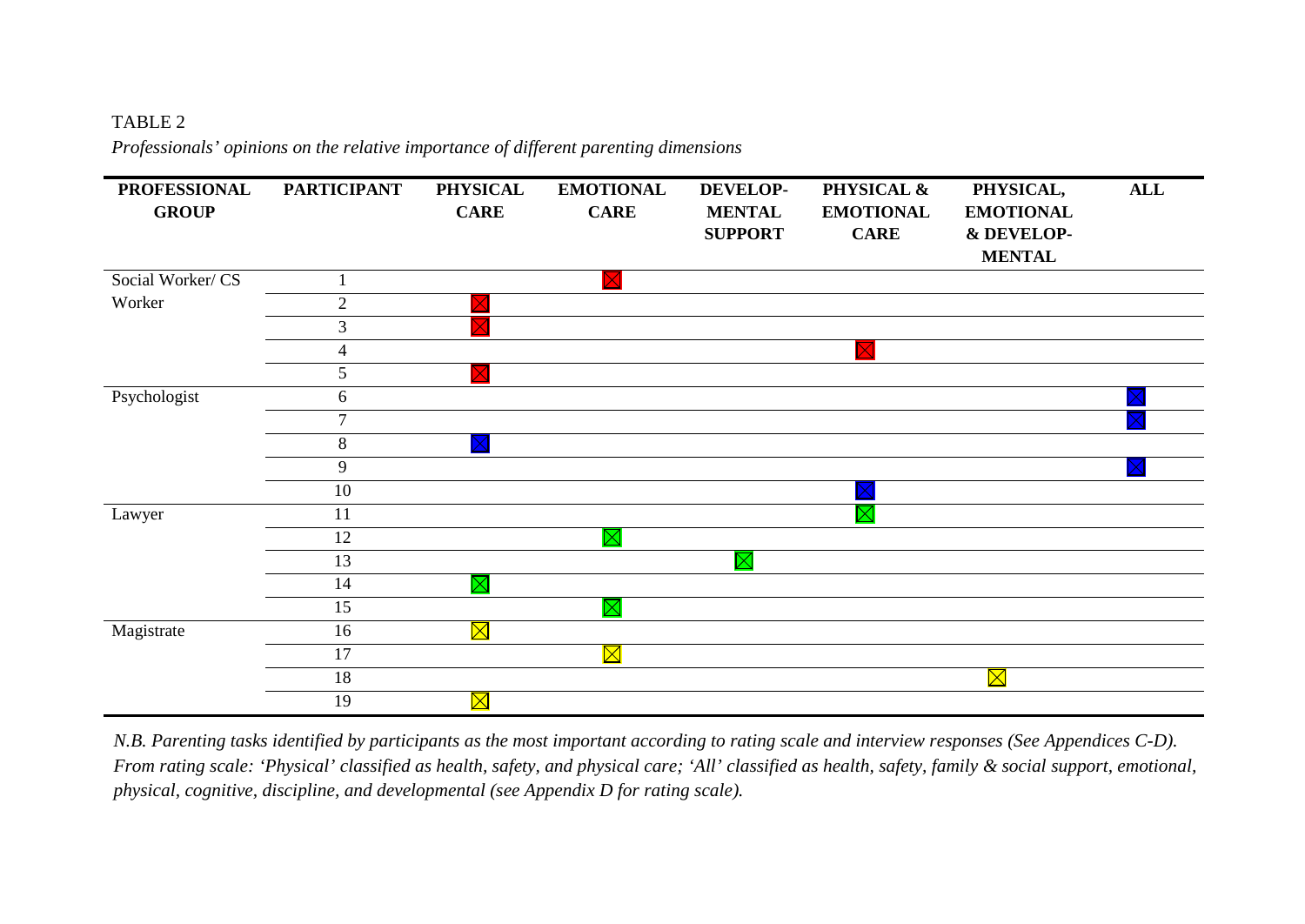TABLE 2

*Professionals' opinions on the relative importance of different parenting dimensions*

| PROFESSIONAL GROUP | PARTICIPANT | PHYSICAL CARE | EMOTIONAL CARE | DEVELOP-MENTAL SUPPORT | PHYSICAL & EMOTIONAL CARE | PHYSICAL, EMOTIONAL & DEVELOP-MENTAL | ALL |
|---|---|---|---|---|---|---|---|
| Social Worker/ CS Worker | 1 | | ☒ | | | | |
| | 2 | ☒ | | | | | |
| | 3 | ☒ | | | | | |
| | 4 | | | | ☒ | | |
| | 5 | ☒ | | | | | |
| Psychologist | 6 | | | | | | ☒ |
| | 7 | | | | | | ☒ |
| | 8 | ☒ | | | | | |
| | 9 | | | | | | ☒ |
| | 10 | | | | ☒ | | |
| Lawyer | 11 | | | | ☒ | | |
| | 12 | | ☒ | | | | |
| | 13 | | | ☒ | | | |
| | 14 | ☒ | | | | | |
| | 15 | | ☒ | | | | |
| Magistrate | 16 | ☒ | | | | | |
| | 17 | | ☒ | | | | |
| | 18 | | | | | ☒ | |
| | 19 | ☒ | | | | | |

*N.B. Parenting tasks identified by participants as the most important according to rating scale and interview responses (See Appendices C-D). From rating scale: 'Physical' classified as health, safety, and physical care; 'All' classified as health, safety, family & social support, emotional, physical, cognitive, discipline, and developmental (see Appendix D for rating scale).*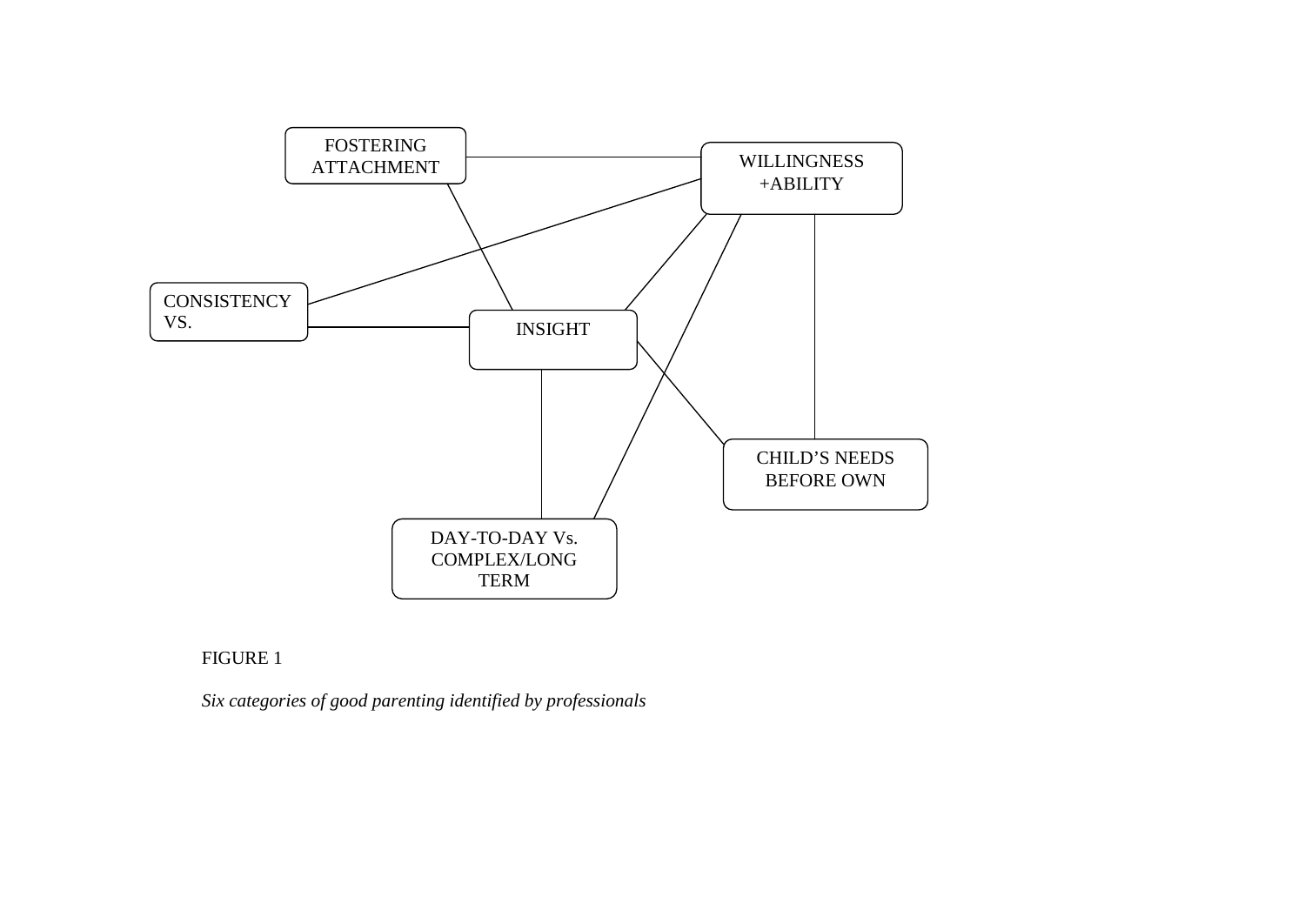FOSTERING ATTACHMENT

WILLINGNESS +ABILITY

CONSISTENCY VS.

INSIGHT

CHILD'S NEEDS BEFORE OWN

DAY-TO-DAY Vs. COMPLEX/LONG TERM

FIGURE 1

*Six categories of good parenting identified by professionals*